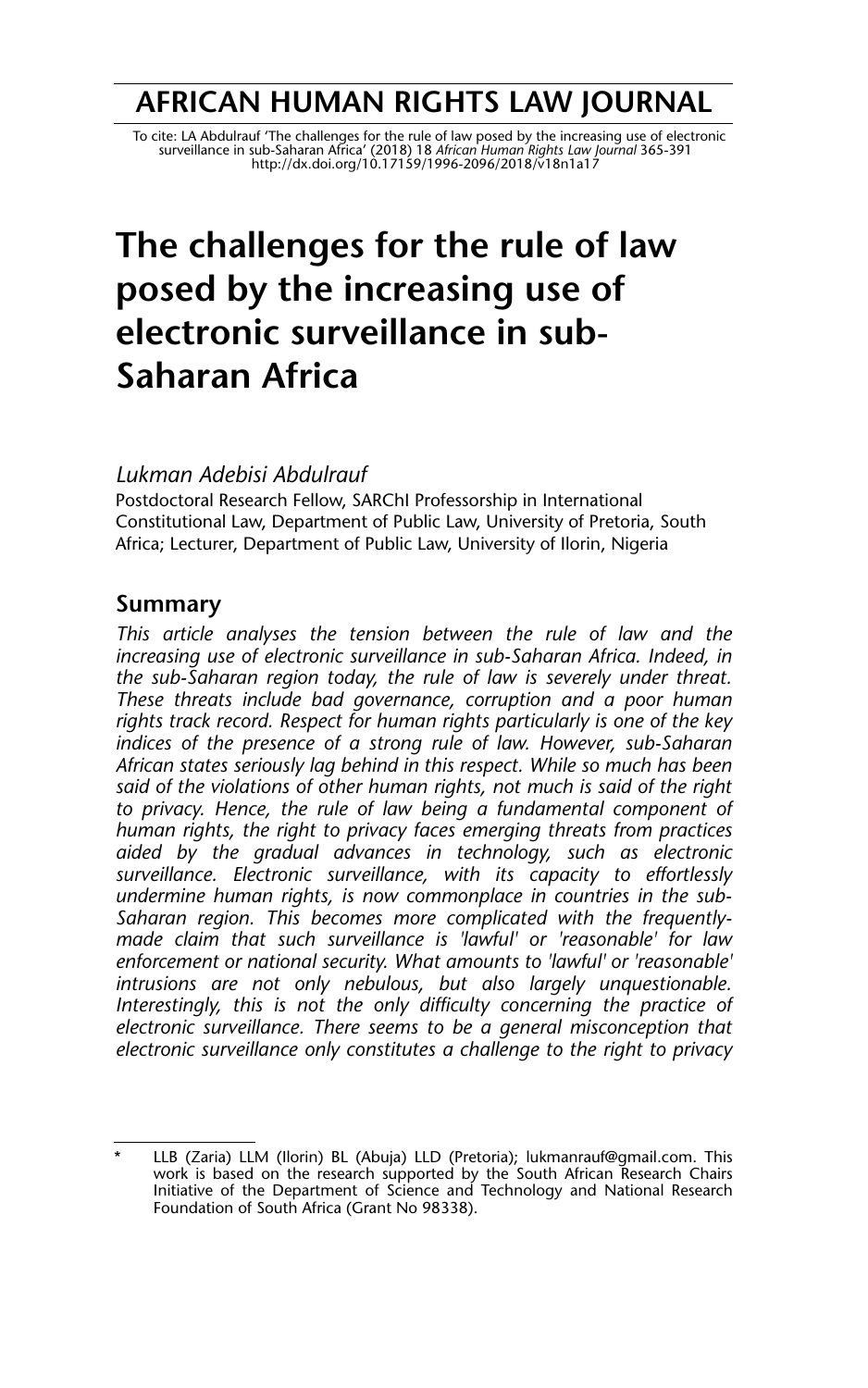# AFRICAN HUMAN RIGHTS LAW JOURNAL

To cite: LA Abdulrauf 'The challenges for the rule of law posed by the increasing use of electronic surveillance in sub-Saharan Africa' (2018) 18 *African Human Rights Law Journal* 365-391
http://dx.doi.org/10.17159/1996-2096/2018/v18n1a17

# The challenges for the rule of law posed by the increasing use of electronic surveillance in sub-Saharan Africa

*Lukman Adebisi Abdulrauf*

Postdoctoral Research Fellow, SARChI Professorship in International Constitutional Law, Department of Public Law, University of Pretoria, South Africa; Lecturer, Department of Public Law, University of Ilorin, Nigeria

## Summary

*This article analyses the tension between the rule of law and the increasing use of electronic surveillance in sub-Saharan Africa. Indeed, in the sub-Saharan region today, the rule of law is severely under threat. These threats include bad governance, corruption and a poor human rights track record. Respect for human rights particularly is one of the key indices of the presence of a strong rule of law. However, sub-Saharan African states seriously lag behind in this respect. While so much has been said of the violations of other human rights, not much is said of the right to privacy. Hence, the rule of law being a fundamental component of human rights, the right to privacy faces emerging threats from practices aided by the gradual advances in technology, such as electronic surveillance. Electronic surveillance, with its capacity to effortlessly undermine human rights, is now commonplace in countries in the sub-Saharan region. This becomes more complicated with the frequently-made claim that such surveillance is 'lawful' or 'reasonable' for law enforcement or national security. What amounts to 'lawful' or 'reasonable' intrusions are not only nebulous, but also largely unquestionable. Interestingly, this is not the only difficulty concerning the practice of electronic surveillance. There seems to be a general misconception that electronic surveillance only constitutes a challenge to the right to privacy*

\* LLB (Zaria) LLM (Ilorin) BL (Abuja) LLD (Pretoria); lukmanrauf@gmail.com. This work is based on the research supported by the South African Research Chairs Initiative of the Department of Science and Technology and National Research Foundation of South Africa (Grant No 98338).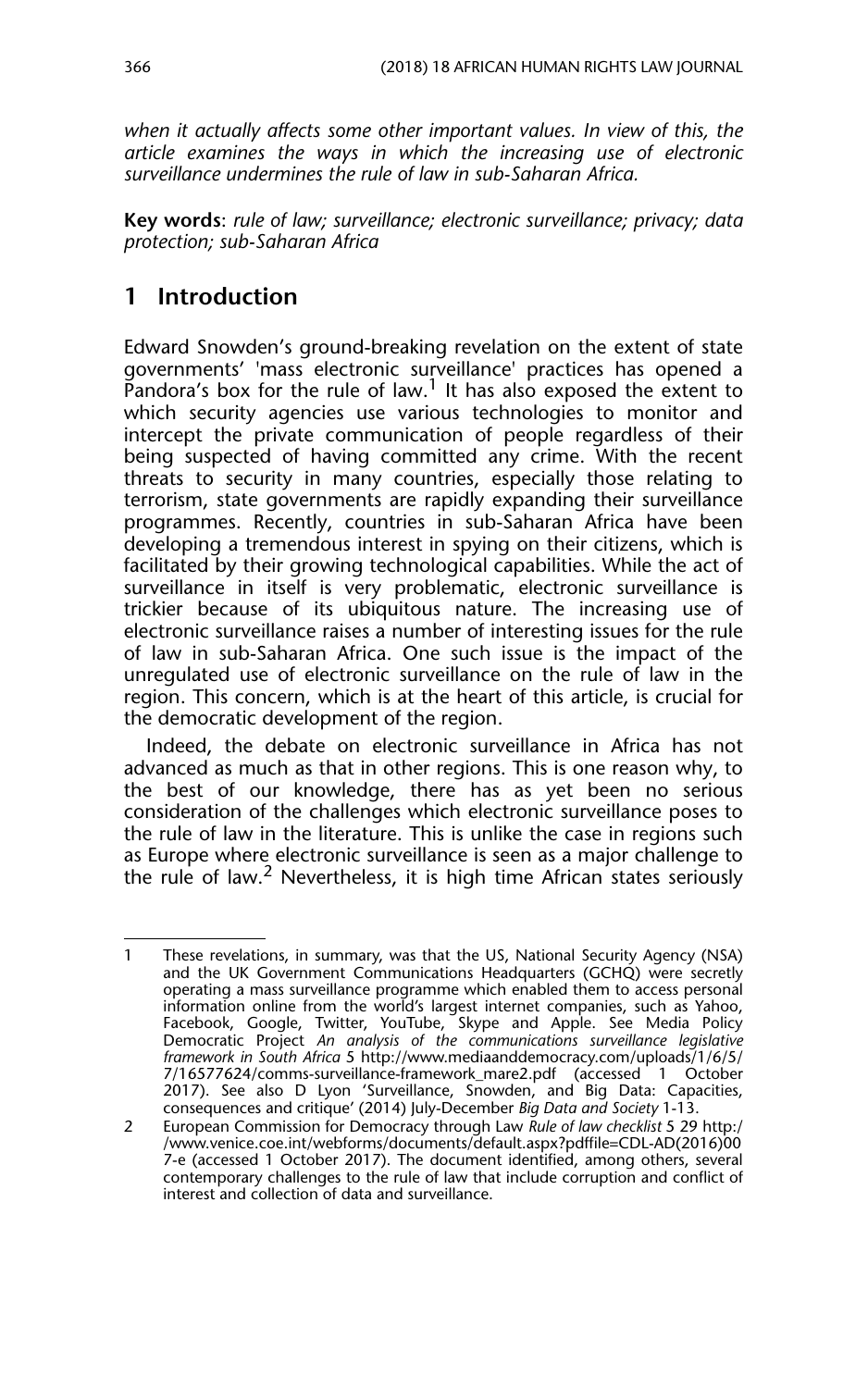*when it actually affects some other important values. In view of this, the article examines the ways in which the increasing use of electronic surveillance undermines the rule of law in sub-Saharan Africa.*

**Key words**: *rule of law; surveillance; electronic surveillance; privacy; data protection; sub-Saharan Africa*

## 1 Introduction

Edward Snowden's ground-breaking revelation on the extent of state governments' 'mass electronic surveillance' practices has opened a Pandora's box for the rule of law.[1] It has also exposed the extent to which security agencies use various technologies to monitor and intercept the private communication of people regardless of their being suspected of having committed any crime. With the recent threats to security in many countries, especially those relating to terrorism, state governments are rapidly expanding their surveillance programmes. Recently, countries in sub-Saharan Africa have been developing a tremendous interest in spying on their citizens, which is facilitated by their growing technological capabilities. While the act of surveillance in itself is very problematic, electronic surveillance is trickier because of its ubiquitous nature. The increasing use of electronic surveillance raises a number of interesting issues for the rule of law in sub-Saharan Africa. One such issue is the impact of the unregulated use of electronic surveillance on the rule of law in the region. This concern, which is at the heart of this article, is crucial for the democratic development of the region.

Indeed, the debate on electronic surveillance in Africa has not advanced as much as that in other regions. This is one reason why, to the best of our knowledge, there has as yet been no serious consideration of the challenges which electronic surveillance poses to the rule of law in the literature. This is unlike the case in regions such as Europe where electronic surveillance is seen as a major challenge to the rule of law.[2] Nevertheless, it is high time African states seriously

---

1 These revelations, in summary, was that the US, National Security Agency (NSA) and the UK Government Communications Headquarters (GCHQ) were secretly operating a mass surveillance programme which enabled them to access personal information online from the world's largest internet companies, such as Yahoo, Facebook, Google, Twitter, YouTube, Skype and Apple. See Media Policy Democratic Project *An analysis of the communications surveillance legislative framework in South Africa* 5 http://www.mediaanddemocracy.com/uploads/1/6/5/7/16577624/comms-surveillance-framework_mare2.pdf (accessed 1 October 2017). See also D Lyon 'Surveillance, Snowden, and Big Data: Capacities, consequences and critique' (2014) July-December *Big Data and Society* 1-13.

2 European Commission for Democracy through Law *Rule of law checklist* 5 29 http://www.venice.coe.int/webforms/documents/default.aspx?pdffile=CDL-AD(2016)007-e (accessed 1 October 2017). The document identified, among others, several contemporary challenges to the rule of law that include corruption and conflict of interest and collection of data and surveillance.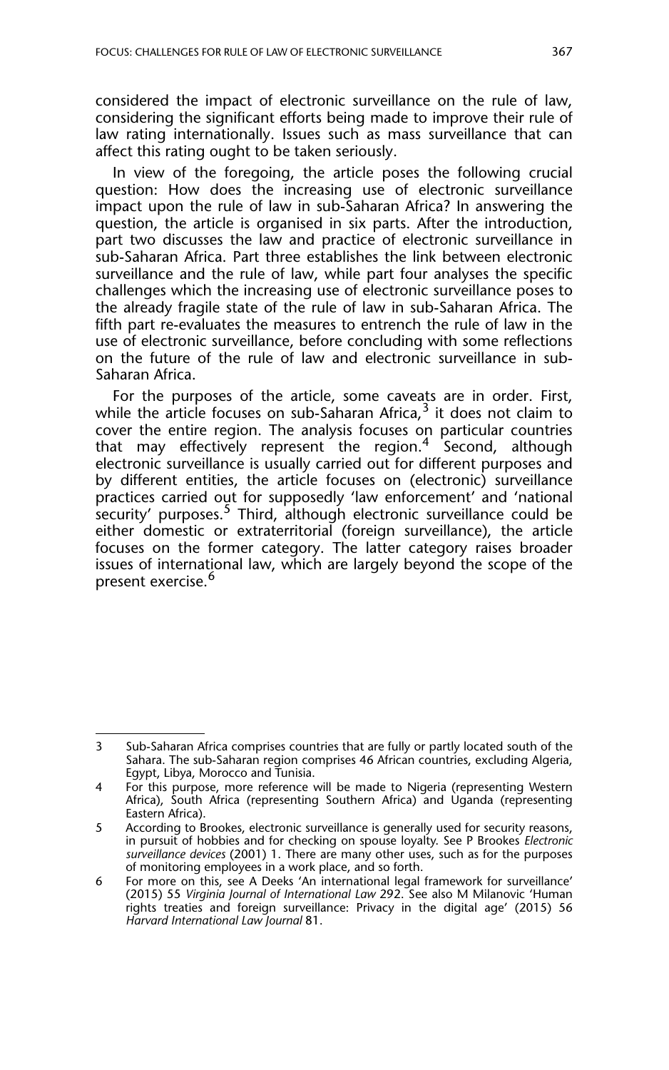considered the impact of electronic surveillance on the rule of law, considering the significant efforts being made to improve their rule of law rating internationally. Issues such as mass surveillance that can affect this rating ought to be taken seriously.

In view of the foregoing, the article poses the following crucial question: How does the increasing use of electronic surveillance impact upon the rule of law in sub-Saharan Africa? In answering the question, the article is organised in six parts. After the introduction, part two discusses the law and practice of electronic surveillance in sub-Saharan Africa. Part three establishes the link between electronic surveillance and the rule of law, while part four analyses the specific challenges which the increasing use of electronic surveillance poses to the already fragile state of the rule of law in sub-Saharan Africa. The fifth part re-evaluates the measures to entrench the rule of law in the use of electronic surveillance, before concluding with some reflections on the future of the rule of law and electronic surveillance in sub-Saharan Africa.

For the purposes of the article, some caveats are in order. First, while the article focuses on sub-Saharan Africa,[3] it does not claim to cover the entire region. The analysis focuses on particular countries that may effectively represent the region.[4] Second, although electronic surveillance is usually carried out for different purposes and by different entities, the article focuses on (electronic) surveillance practices carried out for supposedly 'law enforcement' and 'national security' purposes.[5] Third, although electronic surveillance could be either domestic or extraterritorial (foreign surveillance), the article focuses on the former category. The latter category raises broader issues of international law, which are largely beyond the scope of the present exercise.[6]

---

3 Sub-Saharan Africa comprises countries that are fully or partly located south of the Sahara. The sub-Saharan region comprises 46 African countries, excluding Algeria, Egypt, Libya, Morocco and Tunisia.

4 For this purpose, more reference will be made to Nigeria (representing Western Africa), South Africa (representing Southern Africa) and Uganda (representing Eastern Africa).

5 According to Brookes, electronic surveillance is generally used for security reasons, in pursuit of hobbies and for checking on spouse loyalty. See P Brookes *Electronic surveillance devices* (2001) 1. There are many other uses, such as for the purposes of monitoring employees in a work place, and so forth.

6 For more on this, see A Deeks 'An international legal framework for surveillance' (2015) 55 *Virginia Journal of International Law* 292. See also M Milanovic 'Human rights treaties and foreign surveillance: Privacy in the digital age' (2015) 56 *Harvard International Law Journal* 81.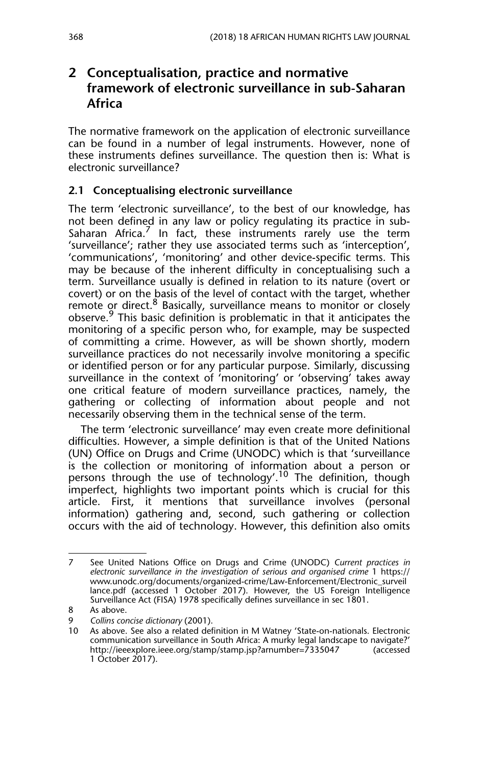## 2 Conceptualisation, practice and normative framework of electronic surveillance in sub-Saharan Africa

The normative framework on the application of electronic surveillance can be found in a number of legal instruments. However, none of these instruments defines surveillance. The question then is: What is electronic surveillance?

### 2.1 Conceptualising electronic surveillance

The term 'electronic surveillance', to the best of our knowledge, has not been defined in any law or policy regulating its practice in sub-Saharan Africa.[7] In fact, these instruments rarely use the term 'surveillance'; rather they use associated terms such as 'interception', 'communications', 'monitoring' and other device-specific terms. This may be because of the inherent difficulty in conceptualising such a term. Surveillance usually is defined in relation to its nature (overt or covert) or on the basis of the level of contact with the target, whether remote or direct.[8] Basically, surveillance means to monitor or closely observe.[9] This basic definition is problematic in that it anticipates the monitoring of a specific person who, for example, may be suspected of committing a crime. However, as will be shown shortly, modern surveillance practices do not necessarily involve monitoring a specific or identified person or for any particular purpose. Similarly, discussing surveillance in the context of 'monitoring' or 'observing' takes away one critical feature of modern surveillance practices, namely, the gathering or collecting of information about people and not necessarily observing them in the technical sense of the term.

The term 'electronic surveillance' may even create more definitional difficulties. However, a simple definition is that of the United Nations (UN) Office on Drugs and Crime (UNODC) which is that 'surveillance is the collection or monitoring of information about a person or persons through the use of technology'.[10] The definition, though imperfect, highlights two important points which is crucial for this article. First, it mentions that surveillance involves (personal information) gathering and, second, such gathering or collection occurs with the aid of technology. However, this definition also omits

---

7 See United Nations Office on Drugs and Crime (UNODC) *Current practices in electronic surveillance in the investigation of serious and organised crime* 1 https://www.unodc.org/documents/organized-crime/Law-Enforcement/Electronic_surveillance.pdf (accessed 1 October 2017). However, the US Foreign Intelligence Surveillance Act (FISA) 1978 specifically defines surveillance in sec 1801.

8 As above.

9 *Collins concise dictionary* (2001).

10 As above. See also a related definition in M Watney 'State-on-nationals. Electronic communication surveillance in South Africa: A murky legal landscape to navigate?' http://ieeexplore.ieee.org/stamp/stamp.jsp?arnumber=7335047 (accessed 1 October 2017).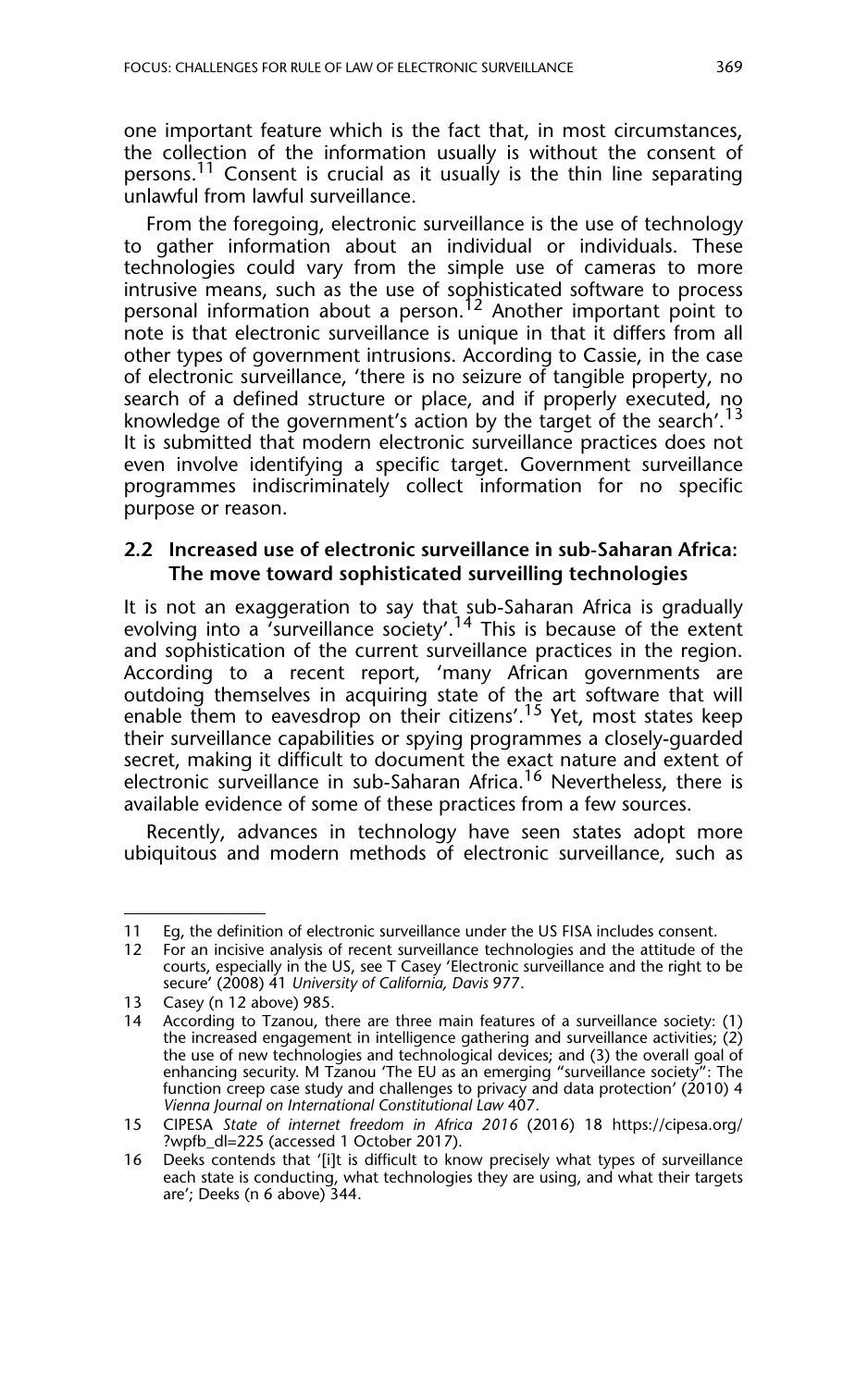one important feature which is the fact that, in most circumstances, the collection of the information usually is without the consent of persons.[11] Consent is crucial as it usually is the thin line separating unlawful from lawful surveillance.

From the foregoing, electronic surveillance is the use of technology to gather information about an individual or individuals. These technologies could vary from the simple use of cameras to more intrusive means, such as the use of sophisticated software to process personal information about a person.[12] Another important point to note is that electronic surveillance is unique in that it differs from all other types of government intrusions. According to Cassie, in the case of electronic surveillance, 'there is no seizure of tangible property, no search of a defined structure or place, and if properly executed, no knowledge of the government's action by the target of the search'.[13] It is submitted that modern electronic surveillance practices does not even involve identifying a specific target. Government surveillance programmes indiscriminately collect information for no specific purpose or reason.

### 2.2 Increased use of electronic surveillance in sub-Saharan Africa: The move toward sophisticated surveilling technologies

It is not an exaggeration to say that sub-Saharan Africa is gradually evolving into a 'surveillance society'.[14] This is because of the extent and sophistication of the current surveillance practices in the region. According to a recent report, 'many African governments are outdoing themselves in acquiring state of the art software that will enable them to eavesdrop on their citizens'.[15] Yet, most states keep their surveillance capabilities or spying programmes a closely-guarded secret, making it difficult to document the exact nature and extent of electronic surveillance in sub-Saharan Africa.[16] Nevertheless, there is available evidence of some of these practices from a few sources.

Recently, advances in technology have seen states adopt more ubiquitous and modern methods of electronic surveillance, such as

---

11 Eg, the definition of electronic surveillance under the US FISA includes consent.

12 For an incisive analysis of recent surveillance technologies and the attitude of the courts, especially in the US, see T Casey 'Electronic surveillance and the right to be secure' (2008) 41 *University of California, Davis* 977.

13 Casey (n 12 above) 985.

14 According to Tzanou, there are three main features of a surveillance society: (1) the increased engagement in intelligence gathering and surveillance activities; (2) the use of new technologies and technological devices; and (3) the overall goal of enhancing security. M Tzanou 'The EU as an emerging "surveillance society": The function creep case study and challenges to privacy and data protection' (2010) 4 *Vienna Journal on International Constitutional Law* 407.

15 CIPESA *State of internet freedom in Africa 2016* (2016) 18 https://cipesa.org/?wpfb_dl=225 (accessed 1 October 2017).

16 Deeks contends that '[i]t is difficult to know precisely what types of surveillance each state is conducting, what technologies they are using, and what their targets are'; Deeks (n 6 above) 344.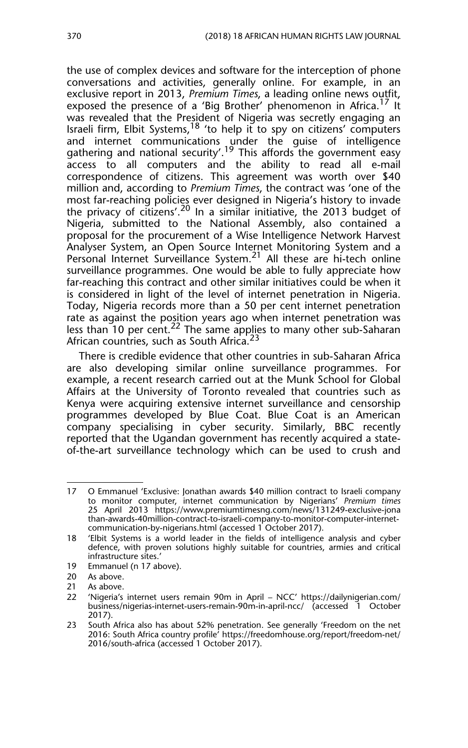the use of complex devices and software for the interception of phone conversations and activities, generally online. For example, in an exclusive report in 2013, *Premium Times*, a leading online news outfit, exposed the presence of a 'Big Brother' phenomenon in Africa.[17] It was revealed that the President of Nigeria was secretly engaging an Israeli firm, Elbit Systems,[18] 'to help it to spy on citizens' computers and internet communications under the guise of intelligence gathering and national security'.[19] This affords the government easy access to all computers and the ability to read all e-mail correspondence of citizens. This agreement was worth over $40 million and, according to *Premium Times*, the contract was 'one of the most far-reaching policies ever designed in Nigeria's history to invade the privacy of citizens'.[20] In a similar initiative, the 2013 budget of Nigeria, submitted to the National Assembly, also contained a proposal for the procurement of a Wise Intelligence Network Harvest Analyser System, an Open Source Internet Monitoring System and a Personal Internet Surveillance System.[21] All these are hi-tech online surveillance programmes. One would be able to fully appreciate how far-reaching this contract and other similar initiatives could be when it is considered in light of the level of internet penetration in Nigeria. Today, Nigeria records more than a 50 per cent internet penetration rate as against the position years ago when internet penetration was less than 10 per cent.[22] The same applies to many other sub-Saharan African countries, such as South Africa.[23]

There is credible evidence that other countries in sub-Saharan Africa are also developing similar online surveillance programmes. For example, a recent research carried out at the Munk School for Global Affairs at the University of Toronto revealed that countries such as Kenya were acquiring extensive internet surveillance and censorship programmes developed by Blue Coat. Blue Coat is an American company specialising in cyber security. Similarly, BBC recently reported that the Ugandan government has recently acquired a state-of-the-art surveillance technology which can be used to crush and

---

17 O Emmanuel 'Exclusive: Jonathan awards $40 million contract to Israeli company to monitor computer, internet communication by Nigerians' *Premium times* 25 April 2013 https://www.premiumtimesng.com/news/131249-exclusive-jonathan-awards-40million-contract-to-israeli-company-to-monitor-computer-internet-communication-by-nigerians.html (accessed 1 October 2017).

18 'Elbit Systems is a world leader in the fields of intelligence analysis and cyber defence, with proven solutions highly suitable for countries, armies and critical infrastructure sites.'

19 Emmanuel (n 17 above).

20 As above.

21 As above.

22 'Nigeria's internet users remain 90m in April – NCC' https://dailynigerian.com/business/nigerias-internet-users-remain-90m-in-april-ncc/ (accessed 1 October 2017).

23 South Africa also has about 52% penetration. See generally 'Freedom on the net 2016: South Africa country profile' https://freedomhouse.org/report/freedom-net/2016/south-africa (accessed 1 October 2017).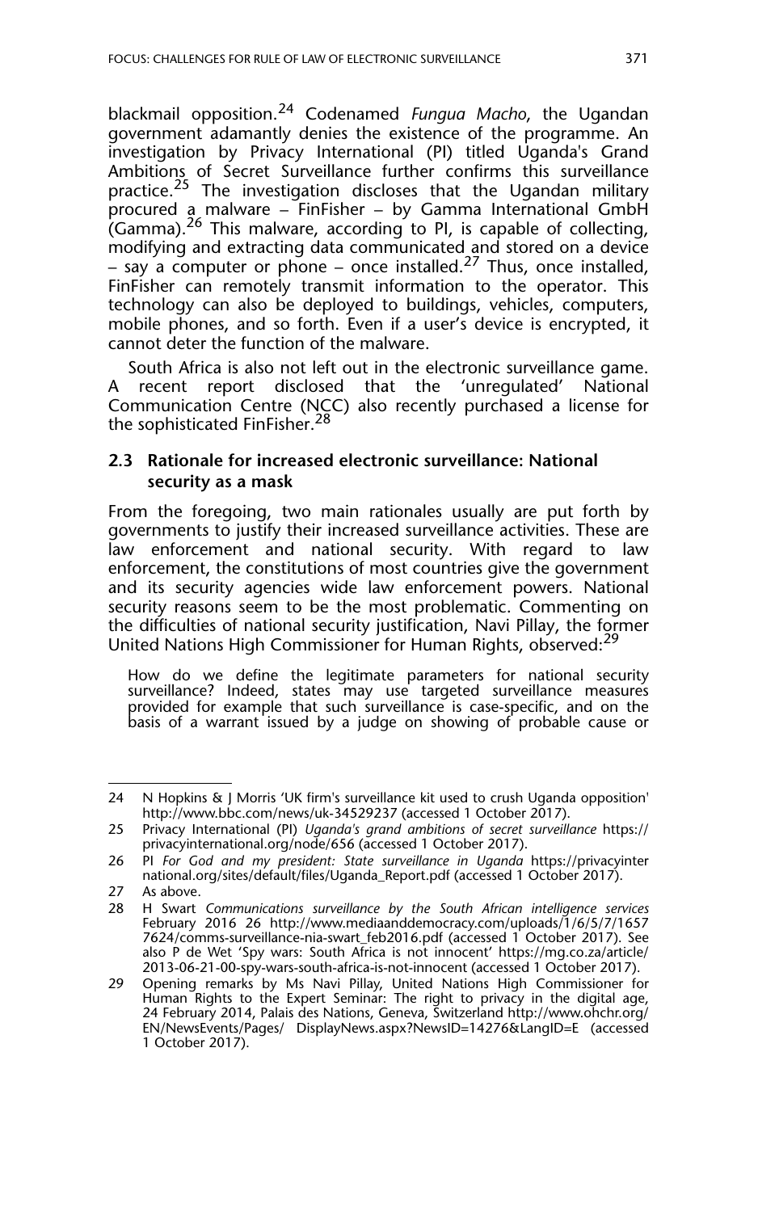blackmail opposition.[24] Codenamed *Fungua Macho*, the Ugandan government adamantly denies the existence of the programme. An investigation by Privacy International (PI) titled Uganda's Grand Ambitions of Secret Surveillance further confirms this surveillance practice.[25] The investigation discloses that the Ugandan military procured a malware – FinFisher – by Gamma International GmbH (Gamma).[26] This malware, according to PI, is capable of collecting, modifying and extracting data communicated and stored on a device – say a computer or phone – once installed.[27] Thus, once installed, FinFisher can remotely transmit information to the operator. This technology can also be deployed to buildings, vehicles, computers, mobile phones, and so forth. Even if a user's device is encrypted, it cannot deter the function of the malware.

South Africa is also not left out in the electronic surveillance game. A recent report disclosed that the 'unregulated' National Communication Centre (NCC) also recently purchased a license for the sophisticated FinFisher.[28]

### 2.3 Rationale for increased electronic surveillance: National security as a mask

From the foregoing, two main rationales usually are put forth by governments to justify their increased surveillance activities. These are law enforcement and national security. With regard to law enforcement, the constitutions of most countries give the government and its security agencies wide law enforcement powers. National security reasons seem to be the most problematic. Commenting on the difficulties of national security justification, Navi Pillay, the former United Nations High Commissioner for Human Rights, observed:[29]

> How do we define the legitimate parameters for national security surveillance? Indeed, states may use targeted surveillance measures provided for example that such surveillance is case-specific, and on the basis of a warrant issued by a judge on showing of probable cause or

---

24 N Hopkins & J Morris 'UK firm's surveillance kit used to crush Uganda opposition' http://www.bbc.com/news/uk-34529237 (accessed 1 October 2017).

25 Privacy International (PI) *Uganda's grand ambitions of secret surveillance* https://privacyinternational.org/node/656 (accessed 1 October 2017).

26 PI *For God and my president: State surveillance in Uganda* https://privacyinternational.org/sites/default/files/Uganda_Report.pdf (accessed 1 October 2017).

27 As above.

28 H Swart *Communications surveillance by the South African intelligence services* February 2016 26 http://www.mediaanddemocracy.com/uploads/1/6/5/7/16577624/comms-surveillance-nia-swart_feb2016.pdf (accessed 1 October 2017). See also P de Wet 'Spy wars: South Africa is not innocent' https://mg.co.za/article/2013-06-21-00-spy-wars-south-africa-is-not-innocent (accessed 1 October 2017).

29 Opening remarks by Ms Navi Pillay, United Nations High Commissioner for Human Rights to the Expert Seminar: The right to privacy in the digital age, 24 February 2014, Palais des Nations, Geneva, Switzerland http://www.ohchr.org/EN/NewsEvents/Pages/ DisplayNews.aspx?NewsID=14276&LangID=E (accessed 1 October 2017).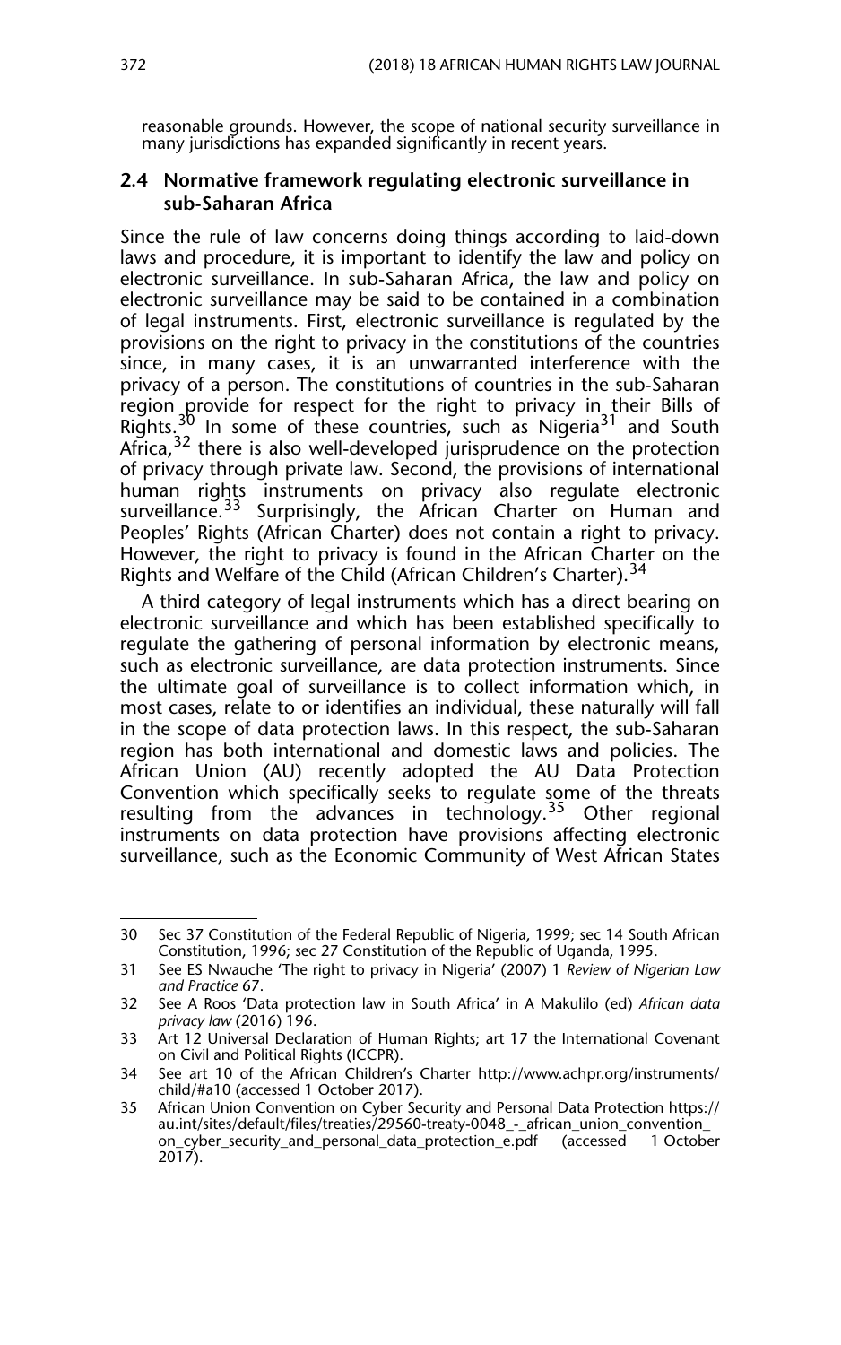reasonable grounds. However, the scope of national security surveillance in many jurisdictions has expanded significantly in recent years.

### 2.4 Normative framework regulating electronic surveillance in sub-Saharan Africa

Since the rule of law concerns doing things according to laid-down laws and procedure, it is important to identify the law and policy on electronic surveillance. In sub-Saharan Africa, the law and policy on electronic surveillance may be said to be contained in a combination of legal instruments. First, electronic surveillance is regulated by the provisions on the right to privacy in the constitutions of the countries since, in many cases, it is an unwarranted interference with the privacy of a person. The constitutions of countries in the sub-Saharan region provide for respect for the right to privacy in their Bills of Rights.[30] In some of these countries, such as Nigeria[31] and South Africa,[32] there is also well-developed jurisprudence on the protection of privacy through private law. Second, the provisions of international human rights instruments on privacy also regulate electronic surveillance.[33] Surprisingly, the African Charter on Human and Peoples' Rights (African Charter) does not contain a right to privacy. However, the right to privacy is found in the African Charter on the Rights and Welfare of the Child (African Children's Charter).[34]

A third category of legal instruments which has a direct bearing on electronic surveillance and which has been established specifically to regulate the gathering of personal information by electronic means, such as electronic surveillance, are data protection instruments. Since the ultimate goal of surveillance is to collect information which, in most cases, relate to or identifies an individual, these naturally will fall in the scope of data protection laws. In this respect, the sub-Saharan region has both international and domestic laws and policies. The African Union (AU) recently adopted the AU Data Protection Convention which specifically seeks to regulate some of the threats resulting from the advances in technology.[35] Other regional instruments on data protection have provisions affecting electronic surveillance, such as the Economic Community of West African States

---

30 Sec 37 Constitution of the Federal Republic of Nigeria, 1999; sec 14 South African Constitution, 1996; sec 27 Constitution of the Republic of Uganda, 1995.

31 See ES Nwauche 'The right to privacy in Nigeria' (2007) 1 *Review of Nigerian Law and Practice* 67.

32 See A Roos 'Data protection law in South Africa' in A Makulilo (ed) *African data privacy law* (2016) 196.

33 Art 12 Universal Declaration of Human Rights; art 17 the International Covenant on Civil and Political Rights (ICCPR).

34 See art 10 of the African Children's Charter http://www.achpr.org/instruments/child/#a10 (accessed 1 October 2017).

35 African Union Convention on Cyber Security and Personal Data Protection https://au.int/sites/default/files/treaties/29560-treaty-0048_-_african_union_convention_on_cyber_security_and_personal_data_protection_e.pdf (accessed 1 October 2017).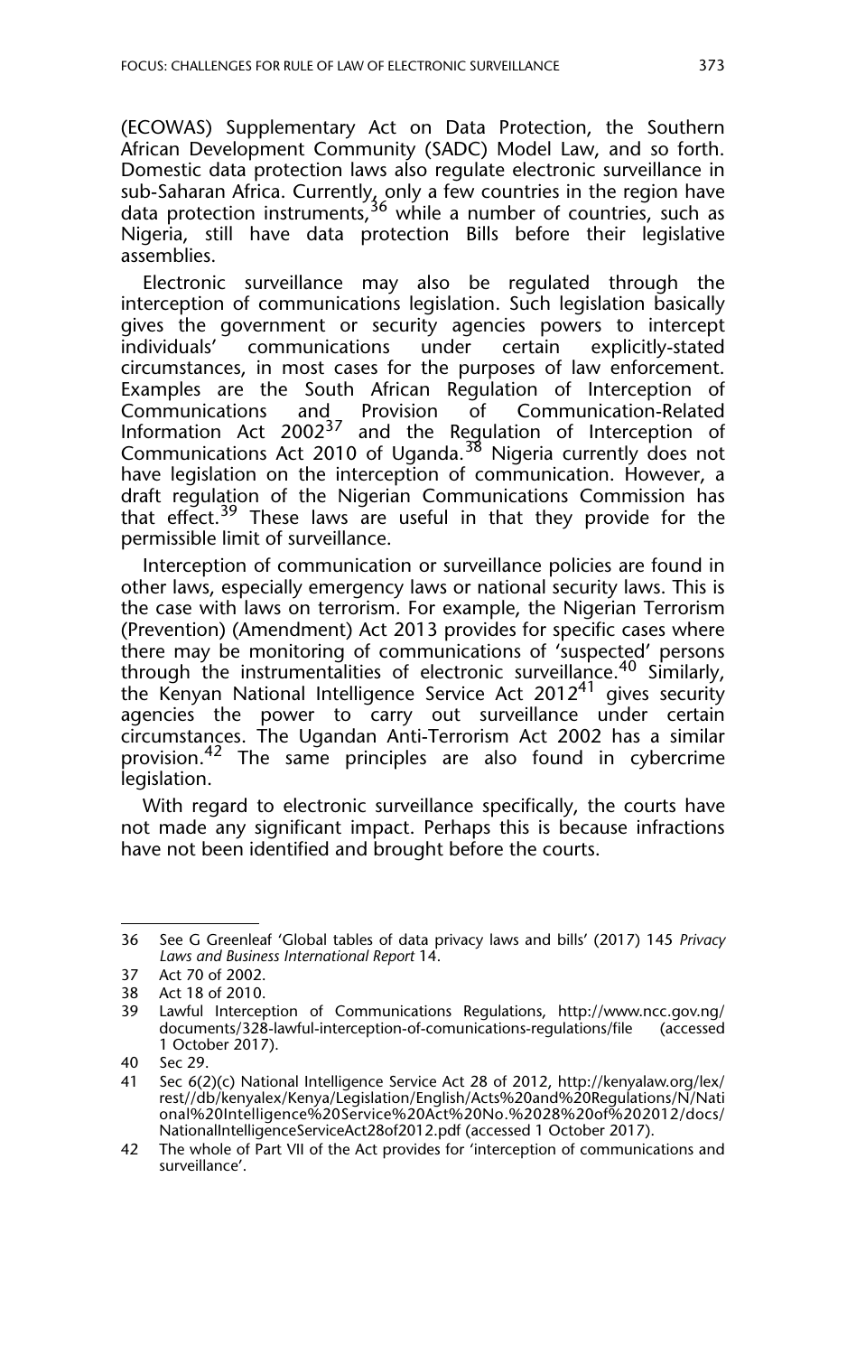(ECOWAS) Supplementary Act on Data Protection, the Southern African Development Community (SADC) Model Law, and so forth. Domestic data protection laws also regulate electronic surveillance in sub-Saharan Africa. Currently, only a few countries in the region have data protection instruments,[36] while a number of countries, such as Nigeria, still have data protection Bills before their legislative assemblies.

Electronic surveillance may also be regulated through the interception of communications legislation. Such legislation basically gives the government or security agencies powers to intercept individuals' communications under certain explicitly-stated circumstances, in most cases for the purposes of law enforcement. Examples are the South African Regulation of Interception of Communications and Provision of Communication-Related Information Act 2002[37] and the Regulation of Interception of Communications Act 2010 of Uganda.[38] Nigeria currently does not have legislation on the interception of communication. However, a draft regulation of the Nigerian Communications Commission has that effect.[39] These laws are useful in that they provide for the permissible limit of surveillance.

Interception of communication or surveillance policies are found in other laws, especially emergency laws or national security laws. This is the case with laws on terrorism. For example, the Nigerian Terrorism (Prevention) (Amendment) Act 2013 provides for specific cases where there may be monitoring of communications of 'suspected' persons through the instrumentalities of electronic surveillance.[40] Similarly, the Kenyan National Intelligence Service Act 2012[41] gives security agencies the power to carry out surveillance under certain circumstances. The Ugandan Anti-Terrorism Act 2002 has a similar provision.[42] The same principles are also found in cybercrime legislation.

With regard to electronic surveillance specifically, the courts have not made any significant impact. Perhaps this is because infractions have not been identified and brought before the courts.

---

36 See G Greenleaf 'Global tables of data privacy laws and bills' (2017) 145 *Privacy Laws and Business International Report* 14.

37 Act 70 of 2002.

38 Act 18 of 2010.

39 Lawful Interception of Communications Regulations, http://www.ncc.gov.ng/documents/328-lawful-interception-of-comunications-regulations/file (accessed 1 October 2017).

40 Sec 29.

41 Sec 6(2)(c) National Intelligence Service Act 28 of 2012, http://kenyalaw.org/lex/rest//db/kenyalex/Kenya/Legislation/English/Acts%20and%20Regulations/N/National%20Intelligence%20Service%20Act%20No.%2028%20of%202012/docs/NationalIntelligenceServiceAct28of2012.pdf (accessed 1 October 2017).

42 The whole of Part VII of the Act provides for 'interception of communications and surveillance'.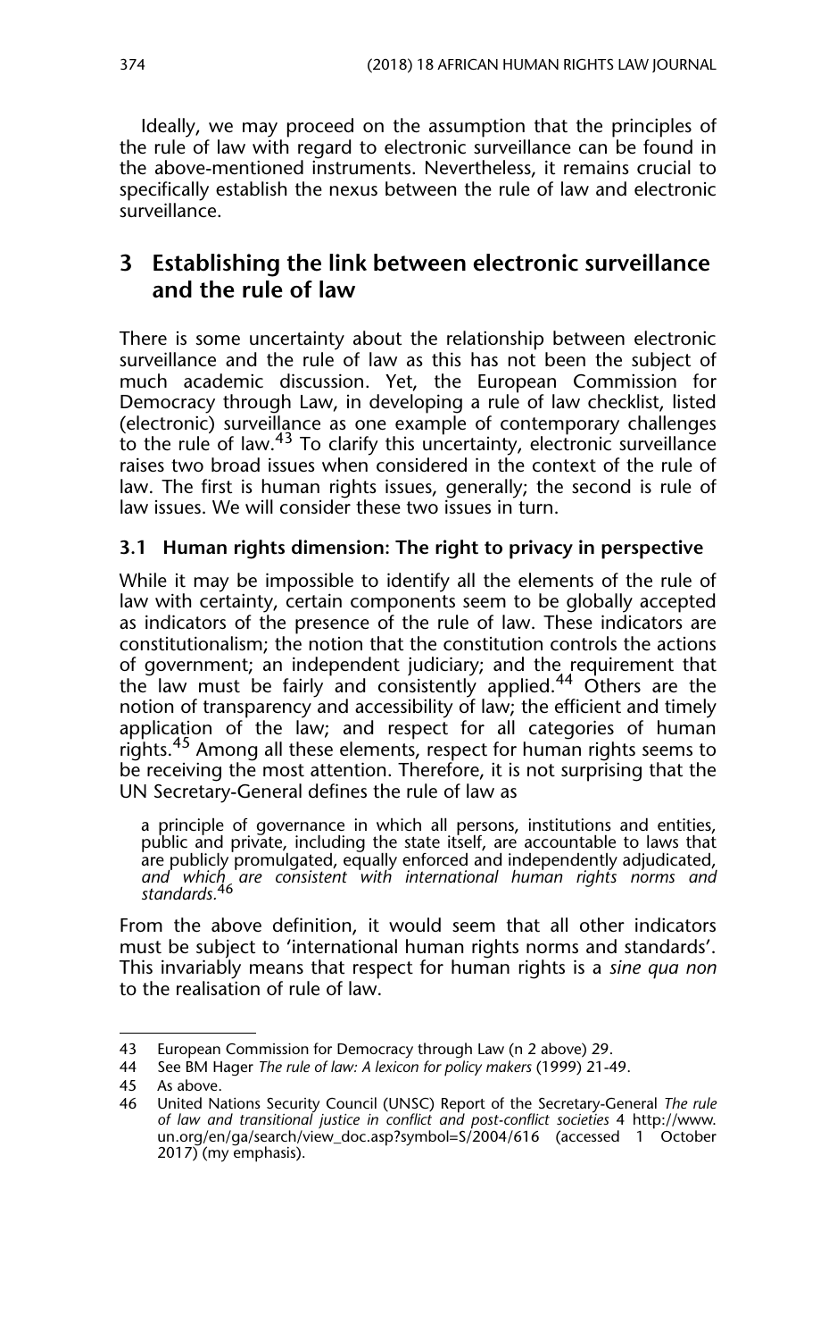Ideally, we may proceed on the assumption that the principles of the rule of law with regard to electronic surveillance can be found in the above-mentioned instruments. Nevertheless, it remains crucial to specifically establish the nexus between the rule of law and electronic surveillance.

## 3 Establishing the link between electronic surveillance and the rule of law

There is some uncertainty about the relationship between electronic surveillance and the rule of law as this has not been the subject of much academic discussion. Yet, the European Commission for Democracy through Law, in developing a rule of law checklist, listed (electronic) surveillance as one example of contemporary challenges to the rule of law.[43] To clarify this uncertainty, electronic surveillance raises two broad issues when considered in the context of the rule of law. The first is human rights issues, generally; the second is rule of law issues. We will consider these two issues in turn.

### 3.1 Human rights dimension: The right to privacy in perspective

While it may be impossible to identify all the elements of the rule of law with certainty, certain components seem to be globally accepted as indicators of the presence of the rule of law. These indicators are constitutionalism; the notion that the constitution controls the actions of government; an independent judiciary; and the requirement that the law must be fairly and consistently applied.[44] Others are the notion of transparency and accessibility of law; the efficient and timely application of the law; and respect for all categories of human rights.[45] Among all these elements, respect for human rights seems to be receiving the most attention. Therefore, it is not surprising that the UN Secretary-General defines the rule of law as

> a principle of governance in which all persons, institutions and entities, public and private, including the state itself, are accountable to laws that are publicly promulgated, equally enforced and independently adjudicated, *and which are consistent with international human rights norms and standards*.[46]

From the above definition, it would seem that all other indicators must be subject to 'international human rights norms and standards'. This invariably means that respect for human rights is a *sine qua non* to the realisation of rule of law.

---

43 European Commission for Democracy through Law (n 2 above) 29.

44 See BM Hager *The rule of law: A lexicon for policy makers* (1999) 21-49.

45 As above.

46 United Nations Security Council (UNSC) Report of the Secretary-General *The rule of law and transitional justice in conflict and post-conflict societies* 4 http://www.un.org/en/ga/search/view_doc.asp?symbol=S/2004/616 (accessed 1 October 2017) (my emphasis).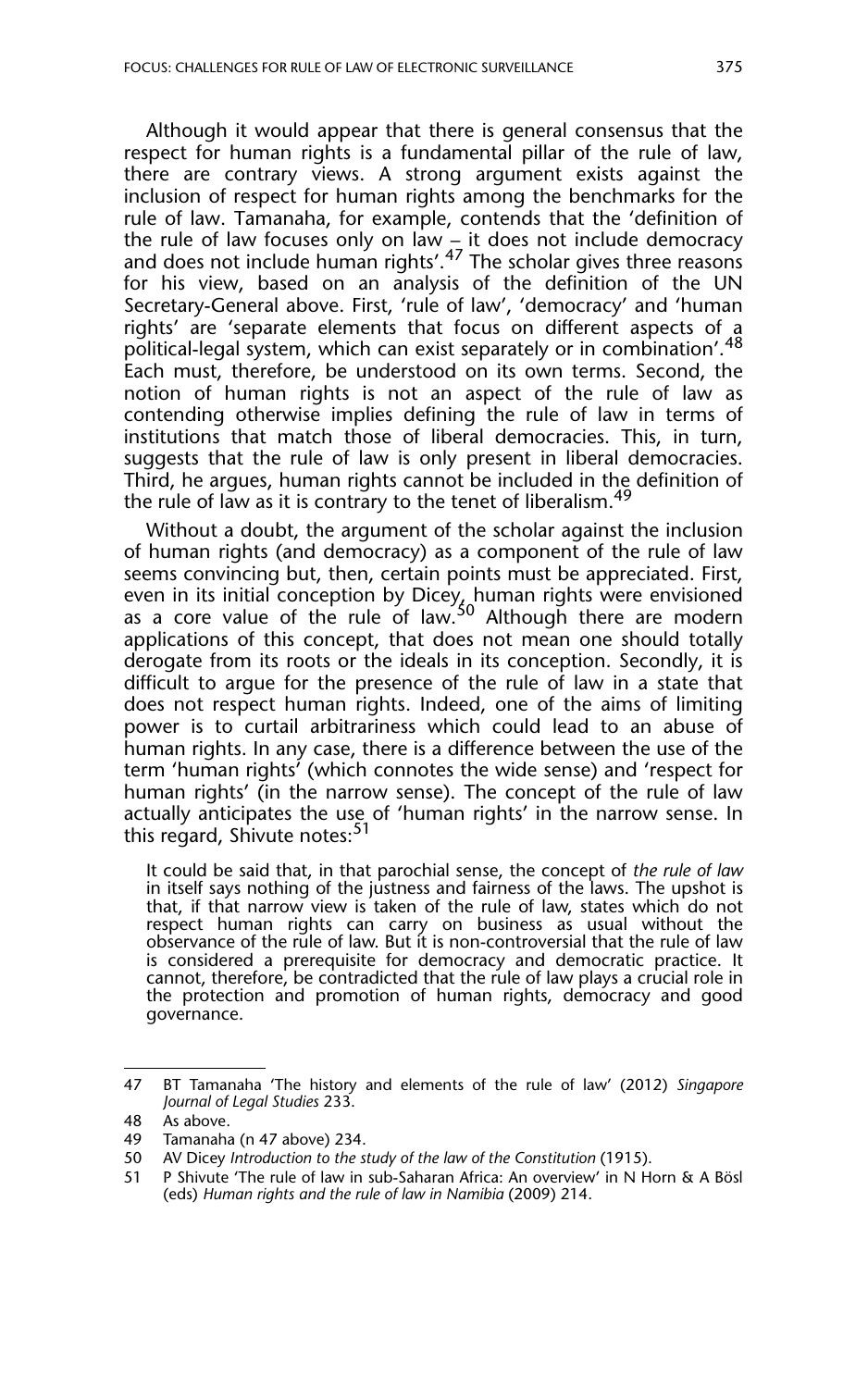Although it would appear that there is general consensus that the respect for human rights is a fundamental pillar of the rule of law, there are contrary views. A strong argument exists against the inclusion of respect for human rights among the benchmarks for the rule of law. Tamanaha, for example, contends that the 'definition of the rule of law focuses only on law – it does not include democracy and does not include human rights'.[47] The scholar gives three reasons for his view, based on an analysis of the definition of the UN Secretary-General above. First, 'rule of law', 'democracy' and 'human rights' are 'separate elements that focus on different aspects of a political-legal system, which can exist separately or in combination'.[48] Each must, therefore, be understood on its own terms. Second, the notion of human rights is not an aspect of the rule of law as contending otherwise implies defining the rule of law in terms of institutions that match those of liberal democracies. This, in turn, suggests that the rule of law is only present in liberal democracies. Third, he argues, human rights cannot be included in the definition of the rule of law as it is contrary to the tenet of liberalism.[49]

Without a doubt, the argument of the scholar against the inclusion of human rights (and democracy) as a component of the rule of law seems convincing but, then, certain points must be appreciated. First, even in its initial conception by Dicey, human rights were envisioned as a core value of the rule of law.[50] Although there are modern applications of this concept, that does not mean one should totally derogate from its roots or the ideals in its conception. Secondly, it is difficult to argue for the presence of the rule of law in a state that does not respect human rights. Indeed, one of the aims of limiting power is to curtail arbitrariness which could lead to an abuse of human rights. In any case, there is a difference between the use of the term 'human rights' (which connotes the wide sense) and 'respect for human rights' (in the narrow sense). The concept of the rule of law actually anticipates the use of 'human rights' in the narrow sense. In this regard, Shivute notes:[51]

> It could be said that, in that parochial sense, the concept of *the rule of law* in itself says nothing of the justness and fairness of the laws. The upshot is that, if that narrow view is taken of the rule of law, states which do not respect human rights can carry on business as usual without the observance of the rule of law. But it is non-controversial that the rule of law is considered a prerequisite for democracy and democratic practice. It cannot, therefore, be contradicted that the rule of law plays a crucial role in the protection and promotion of human rights, democracy and good governance.

---

47 BT Tamanaha 'The history and elements of the rule of law' (2012) *Singapore Journal of Legal Studies* 233.

48 As above.

49 Tamanaha (n 47 above) 234.

50 AV Dicey *Introduction to the study of the law of the Constitution* (1915).

51 P Shivute 'The rule of law in sub-Saharan Africa: An overview' in N Horn & A Bösl (eds) *Human rights and the rule of law in Namibia* (2009) 214.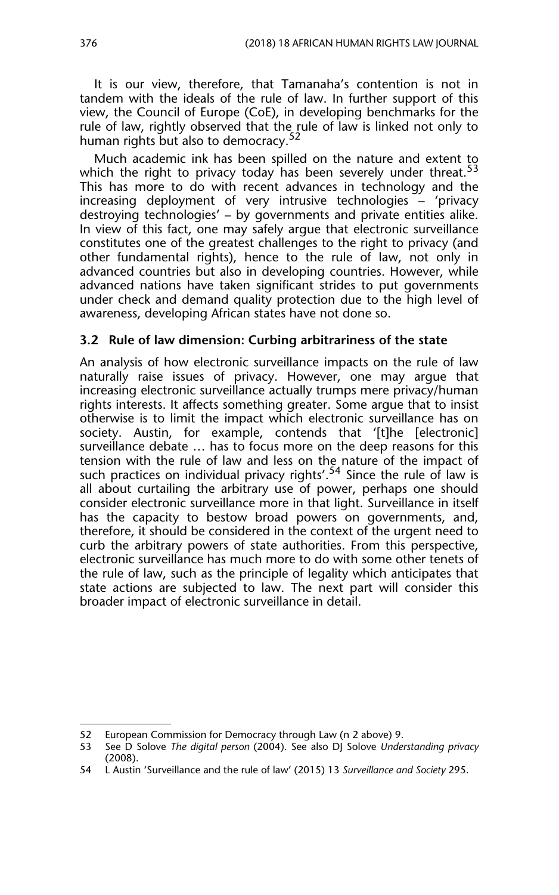It is our view, therefore, that Tamanaha's contention is not in tandem with the ideals of the rule of law. In further support of this view, the Council of Europe (CoE), in developing benchmarks for the rule of law, rightly observed that the rule of law is linked not only to human rights but also to democracy.[52]

Much academic ink has been spilled on the nature and extent to which the right to privacy today has been severely under threat.[53] This has more to do with recent advances in technology and the increasing deployment of very intrusive technologies – 'privacy destroying technologies' – by governments and private entities alike. In view of this fact, one may safely argue that electronic surveillance constitutes one of the greatest challenges to the right to privacy (and other fundamental rights), hence to the rule of law, not only in advanced countries but also in developing countries. However, while advanced nations have taken significant strides to put governments under check and demand quality protection due to the high level of awareness, developing African states have not done so.

### 3.2 Rule of law dimension: Curbing arbitrariness of the state

An analysis of how electronic surveillance impacts on the rule of law naturally raise issues of privacy. However, one may argue that increasing electronic surveillance actually trumps mere privacy/human rights interests. It affects something greater. Some argue that to insist otherwise is to limit the impact which electronic surveillance has on society. Austin, for example, contends that '[t]he [electronic] surveillance debate … has to focus more on the deep reasons for this tension with the rule of law and less on the nature of the impact of such practices on individual privacy rights'.[54] Since the rule of law is all about curtailing the arbitrary use of power, perhaps one should consider electronic surveillance more in that light. Surveillance in itself has the capacity to bestow broad powers on governments, and, therefore, it should be considered in the context of the urgent need to curb the arbitrary powers of state authorities. From this perspective, electronic surveillance has much more to do with some other tenets of the rule of law, such as the principle of legality which anticipates that state actions are subjected to law. The next part will consider this broader impact of electronic surveillance in detail.

---

52 European Commission for Democracy through Law (n 2 above) 9.

53 See D Solove *The digital person* (2004). See also DJ Solove *Understanding privacy* (2008).

54 L Austin 'Surveillance and the rule of law' (2015) 13 *Surveillance and Society* 295.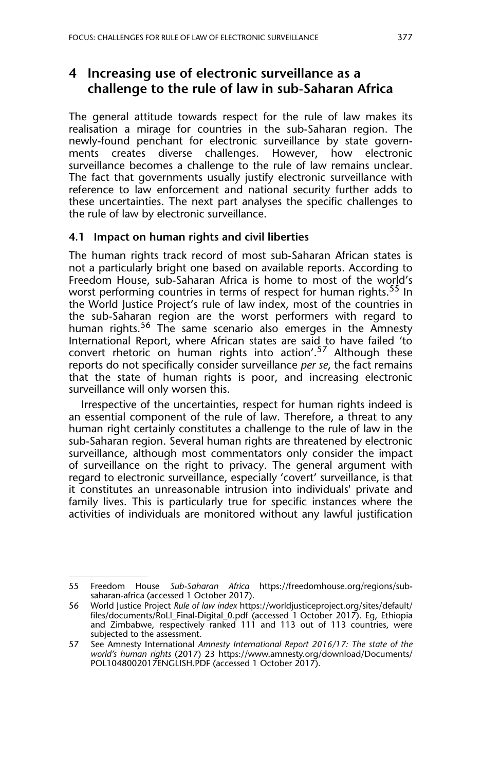## 4 Increasing use of electronic surveillance as a challenge to the rule of law in sub-Saharan Africa

The general attitude towards respect for the rule of law makes its realisation a mirage for countries in the sub-Saharan region. The newly-found penchant for electronic surveillance by state governments creates diverse challenges. However, how electronic surveillance becomes a challenge to the rule of law remains unclear. The fact that governments usually justify electronic surveillance with reference to law enforcement and national security further adds to these uncertainties. The next part analyses the specific challenges to the rule of law by electronic surveillance.

### 4.1 Impact on human rights and civil liberties

The human rights track record of most sub-Saharan African states is not a particularly bright one based on available reports. According to Freedom House, sub-Saharan Africa is home to most of the world's worst performing countries in terms of respect for human rights.[55] In the World Justice Project's rule of law index, most of the countries in the sub-Saharan region are the worst performers with regard to human rights.[56] The same scenario also emerges in the Amnesty International Report, where African states are said to have failed 'to convert rhetoric on human rights into action'.[57] Although these reports do not specifically consider surveillance *per se*, the fact remains that the state of human rights is poor, and increasing electronic surveillance will only worsen this.

Irrespective of the uncertainties, respect for human rights indeed is an essential component of the rule of law. Therefore, a threat to any human right certainly constitutes a challenge to the rule of law in the sub-Saharan region. Several human rights are threatened by electronic surveillance, although most commentators only consider the impact of surveillance on the right to privacy. The general argument with regard to electronic surveillance, especially 'covert' surveillance, is that it constitutes an unreasonable intrusion into individuals' private and family lives. This is particularly true for specific instances where the activities of individuals are monitored without any lawful justification

---

55 Freedom House *Sub-Saharan Africa* https://freedomhouse.org/regions/sub-saharan-africa (accessed 1 October 2017).

56 World Justice Project *Rule of law index* https://worldjusticeproject.org/sites/default/files/documents/RoLI_Final-Digital_0.pdf (accessed 1 October 2017). Eg, Ethiopia and Zimbabwe, respectively ranked 111 and 113 out of 113 countries, were subjected to the assessment.

57 See Amnesty International *Amnesty International Report 2016/17: The state of the world's human rights* (2017) 23 https://www.amnesty.org/download/Documents/POL1048002017ENGLISH.PDF (accessed 1 October 2017).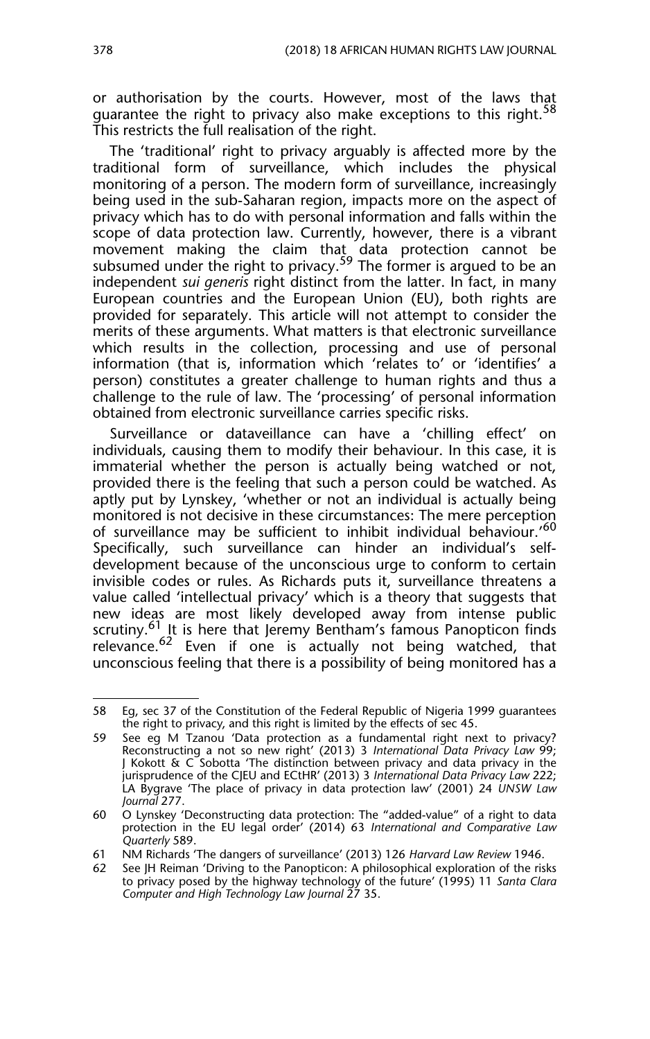or authorisation by the courts. However, most of the laws that guarantee the right to privacy also make exceptions to this right.[58] This restricts the full realisation of the right.

The 'traditional' right to privacy arguably is affected more by the traditional form of surveillance, which includes the physical monitoring of a person. The modern form of surveillance, increasingly being used in the sub-Saharan region, impacts more on the aspect of privacy which has to do with personal information and falls within the scope of data protection law. Currently, however, there is a vibrant movement making the claim that data protection cannot be subsumed under the right to privacy.[59] The former is argued to be an independent *sui generis* right distinct from the latter. In fact, in many European countries and the European Union (EU), both rights are provided for separately. This article will not attempt to consider the merits of these arguments. What matters is that electronic surveillance which results in the collection, processing and use of personal information (that is, information which 'relates to' or 'identifies' a person) constitutes a greater challenge to human rights and thus a challenge to the rule of law. The 'processing' of personal information obtained from electronic surveillance carries specific risks.

Surveillance or dataveillance can have a 'chilling effect' on individuals, causing them to modify their behaviour. In this case, it is immaterial whether the person is actually being watched or not, provided there is the feeling that such a person could be watched. As aptly put by Lynskey, 'whether or not an individual is actually being monitored is not decisive in these circumstances: The mere perception of surveillance may be sufficient to inhibit individual behaviour.'[60] Specifically, such surveillance can hinder an individual's self-development because of the unconscious urge to conform to certain invisible codes or rules. As Richards puts it, surveillance threatens a value called 'intellectual privacy' which is a theory that suggests that new ideas are most likely developed away from intense public scrutiny.[61] It is here that Jeremy Bentham's famous Panopticon finds relevance.[62] Even if one is actually not being watched, that unconscious feeling that there is a possibility of being monitored has a

---

58 Eg, sec 37 of the Constitution of the Federal Republic of Nigeria 1999 guarantees the right to privacy, and this right is limited by the effects of sec 45.

59 See eg M Tzanou 'Data protection as a fundamental right next to privacy? Reconstructing a not so new right' (2013) 3 *International Data Privacy Law* 99; J Kokott & C Sobotta 'The distinction between privacy and data privacy in the jurisprudence of the CJEU and ECtHR' (2013) 3 *International Data Privacy Law* 222; LA Bygrave 'The place of privacy in data protection law' (2001) 24 *UNSW Law Journal* 277.

60 O Lynskey 'Deconstructing data protection: The "added-value" of a right to data protection in the EU legal order' (2014) 63 *International and Comparative Law Quarterly* 589.

61 NM Richards 'The dangers of surveillance' (2013) 126 *Harvard Law Review* 1946.

62 See JH Reiman 'Driving to the Panopticon: A philosophical exploration of the risks to privacy posed by the highway technology of the future' (1995) 11 *Santa Clara Computer and High Technology Law Journal* 27 35.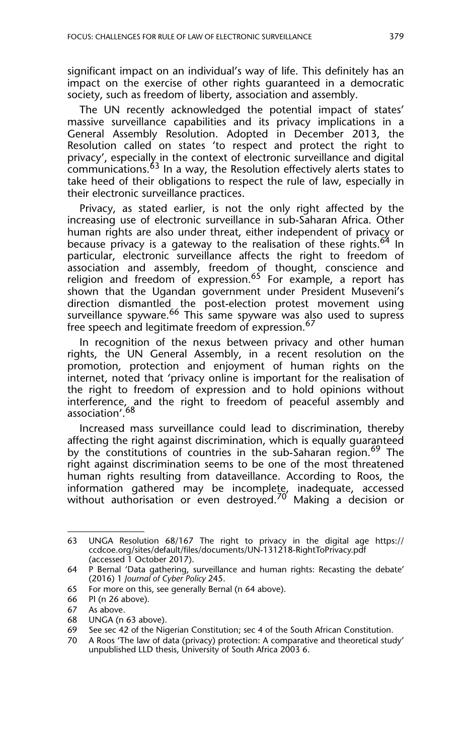significant impact on an individual's way of life. This definitely has an impact on the exercise of other rights guaranteed in a democratic society, such as freedom of liberty, association and assembly.

The UN recently acknowledged the potential impact of states' massive surveillance capabilities and its privacy implications in a General Assembly Resolution. Adopted in December 2013, the Resolution called on states 'to respect and protect the right to privacy', especially in the context of electronic surveillance and digital communications.[63] In a way, the Resolution effectively alerts states to take heed of their obligations to respect the rule of law, especially in their electronic surveillance practices.

Privacy, as stated earlier, is not the only right affected by the increasing use of electronic surveillance in sub-Saharan Africa. Other human rights are also under threat, either independent of privacy or because privacy is a gateway to the realisation of these rights.[64] In particular, electronic surveillance affects the right to freedom of association and assembly, freedom of thought, conscience and religion and freedom of expression.[65] For example, a report has shown that the Ugandan government under President Museveni's direction dismantled the post-election protest movement using surveillance spyware.[66] This same spyware was also used to supress free speech and legitimate freedom of expression.[67]

In recognition of the nexus between privacy and other human rights, the UN General Assembly, in a recent resolution on the promotion, protection and enjoyment of human rights on the internet, noted that 'privacy online is important for the realisation of the right to freedom of expression and to hold opinions without interference, and the right to freedom of peaceful assembly and association'.[68]

Increased mass surveillance could lead to discrimination, thereby affecting the right against discrimination, which is equally guaranteed by the constitutions of countries in the sub-Saharan region.[69] The right against discrimination seems to be one of the most threatened human rights resulting from dataveillance. According to Roos, the information gathered may be incomplete, inadequate, accessed without authorisation or even destroyed.[70] Making a decision or

---

63 UNGA Resolution 68/167 The right to privacy in the digital age https://ccdcoe.org/sites/default/files/documents/UN-131218-RightToPrivacy.pdf (accessed 1 October 2017).

64 P Bernal 'Data gathering, surveillance and human rights: Recasting the debate' (2016) 1 *Journal of Cyber Policy* 245.

65 For more on this, see generally Bernal (n 64 above).

66 PI (n 26 above).

67 As above.

68 UNGA (n 63 above).

69 See sec 42 of the Nigerian Constitution; sec 4 of the South African Constitution.

70 A Roos 'The law of data (privacy) protection: A comparative and theoretical study' unpublished LLD thesis, University of South Africa 2003 6.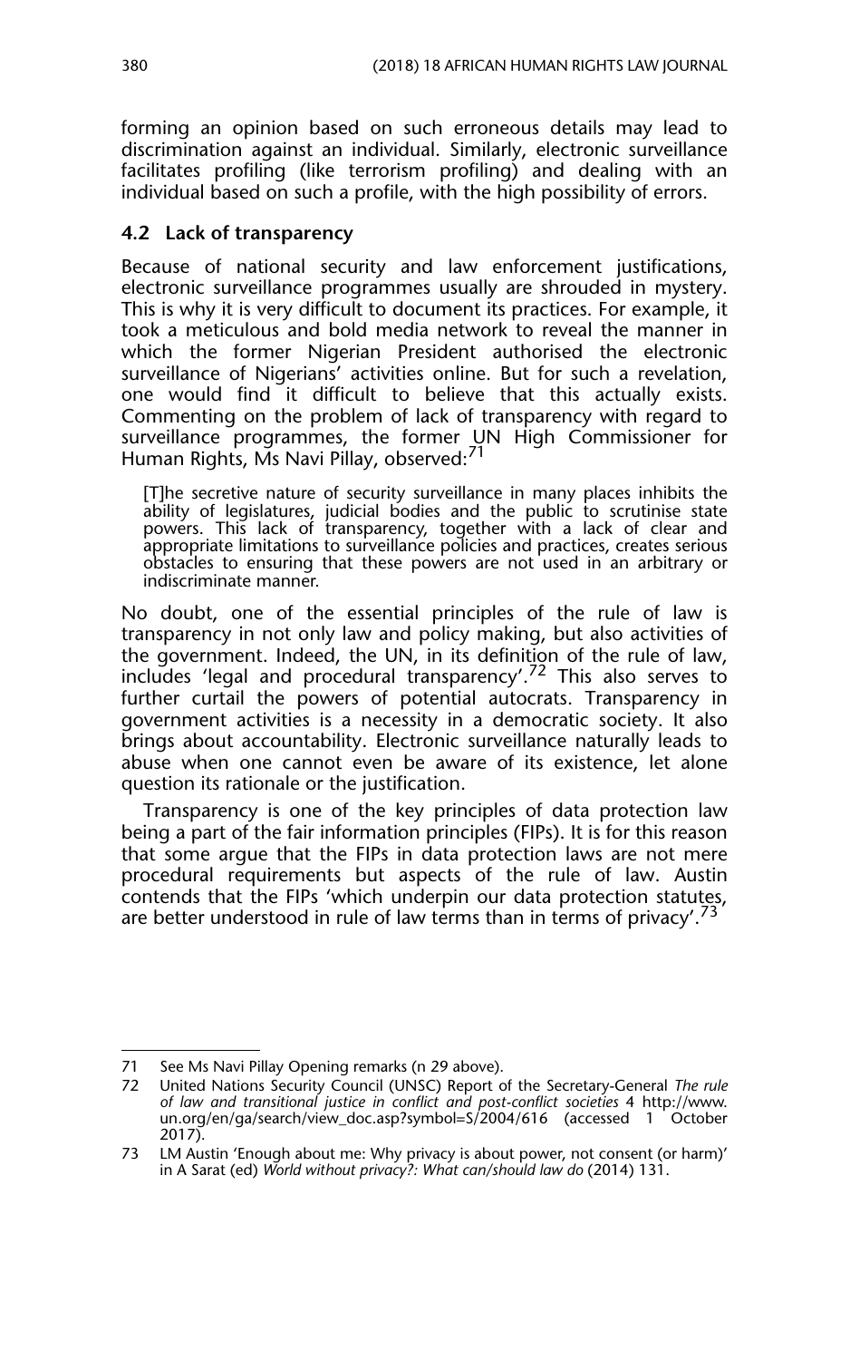forming an opinion based on such erroneous details may lead to discrimination against an individual. Similarly, electronic surveillance facilitates profiling (like terrorism profiling) and dealing with an individual based on such a profile, with the high possibility of errors.

### 4.2 Lack of transparency

Because of national security and law enforcement justifications, electronic surveillance programmes usually are shrouded in mystery. This is why it is very difficult to document its practices. For example, it took a meticulous and bold media network to reveal the manner in which the former Nigerian President authorised the electronic surveillance of Nigerians' activities online. But for such a revelation, one would find it difficult to believe that this actually exists. Commenting on the problem of lack of transparency with regard to surveillance programmes, the former UN High Commissioner for Human Rights, Ms Navi Pillay, observed:[71]

> [T]he secretive nature of security surveillance in many places inhibits the ability of legislatures, judicial bodies and the public to scrutinise state powers. This lack of transparency, together with a lack of clear and appropriate limitations to surveillance policies and practices, creates serious obstacles to ensuring that these powers are not used in an arbitrary or indiscriminate manner.

No doubt, one of the essential principles of the rule of law is transparency in not only law and policy making, but also activities of the government. Indeed, the UN, in its definition of the rule of law, includes 'legal and procedural transparency'.[72] This also serves to further curtail the powers of potential autocrats. Transparency in government activities is a necessity in a democratic society. It also brings about accountability. Electronic surveillance naturally leads to abuse when one cannot even be aware of its existence, let alone question its rationale or the justification.

Transparency is one of the key principles of data protection law being a part of the fair information principles (FIPs). It is for this reason that some argue that the FIPs in data protection laws are not mere procedural requirements but aspects of the rule of law. Austin contends that the FIPs 'which underpin our data protection statutes, are better understood in rule of law terms than in terms of privacy'.[73]

---

71 See Ms Navi Pillay Opening remarks (n 29 above).

72 United Nations Security Council (UNSC) Report of the Secretary-General *The rule of law and transitional justice in conflict and post-conflict societies* 4 http://www.un.org/en/ga/search/view_doc.asp?symbol=S/2004/616 (accessed 1 October 2017).

73 LM Austin 'Enough about me: Why privacy is about power, not consent (or harm)' in A Sarat (ed) *World without privacy?: What can/should law do* (2014) 131.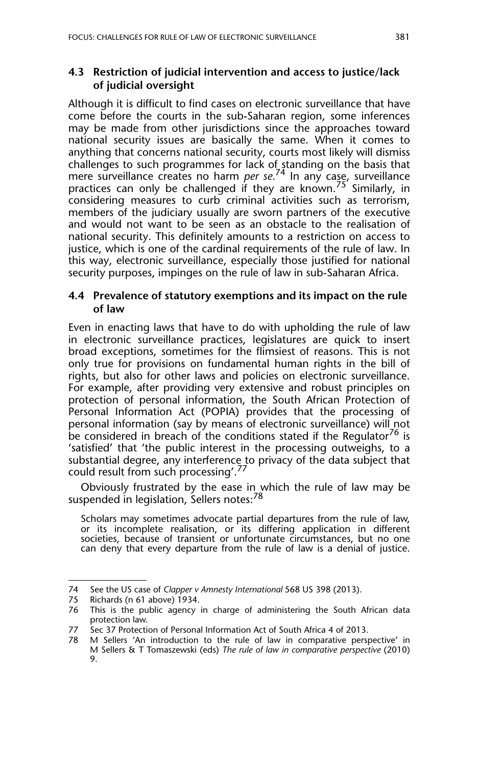### 4.3 Restriction of judicial intervention and access to justice/lack of judicial oversight

Although it is difficult to find cases on electronic surveillance that have come before the courts in the sub-Saharan region, some inferences may be made from other jurisdictions since the approaches toward national security issues are basically the same. When it comes to anything that concerns national security, courts most likely will dismiss challenges to such programmes for lack of standing on the basis that mere surveillance creates no harm *per se*.[74] In any case, surveillance practices can only be challenged if they are known.[75] Similarly, in considering measures to curb criminal activities such as terrorism, members of the judiciary usually are sworn partners of the executive and would not want to be seen as an obstacle to the realisation of national security. This definitely amounts to a restriction on access to justice, which is one of the cardinal requirements of the rule of law. In this way, electronic surveillance, especially those justified for national security purposes, impinges on the rule of law in sub-Saharan Africa.

### 4.4 Prevalence of statutory exemptions and its impact on the rule of law

Even in enacting laws that have to do with upholding the rule of law in electronic surveillance practices, legislatures are quick to insert broad exceptions, sometimes for the flimsiest of reasons. This is not only true for provisions on fundamental human rights in the bill of rights, but also for other laws and policies on electronic surveillance. For example, after providing very extensive and robust principles on protection of personal information, the South African Protection of Personal Information Act (POPIA) provides that the processing of personal information (say by means of electronic surveillance) will not be considered in breach of the conditions stated if the Regulator[76] is 'satisfied' that 'the public interest in the processing outweighs, to a substantial degree, any interference to privacy of the data subject that could result from such processing'.[77]

Obviously frustrated by the ease in which the rule of law may be suspended in legislation, Sellers notes:[78]

> Scholars may sometimes advocate partial departures from the rule of law, or its incomplete realisation, or its differing application in different societies, because of transient or unfortunate circumstances, but no one can deny that every departure from the rule of law is a denial of justice.

---

74 See the US case of *Clapper v Amnesty International* 568 US 398 (2013).

75 Richards (n 61 above) 1934.

76 This is the public agency in charge of administering the South African data protection law.

77 Sec 37 Protection of Personal Information Act of South Africa 4 of 2013.

78 M Sellers 'An introduction to the rule of law in comparative perspective' in M Sellers & T Tomaszewski (eds) *The rule of law in comparative perspective* (2010) 9.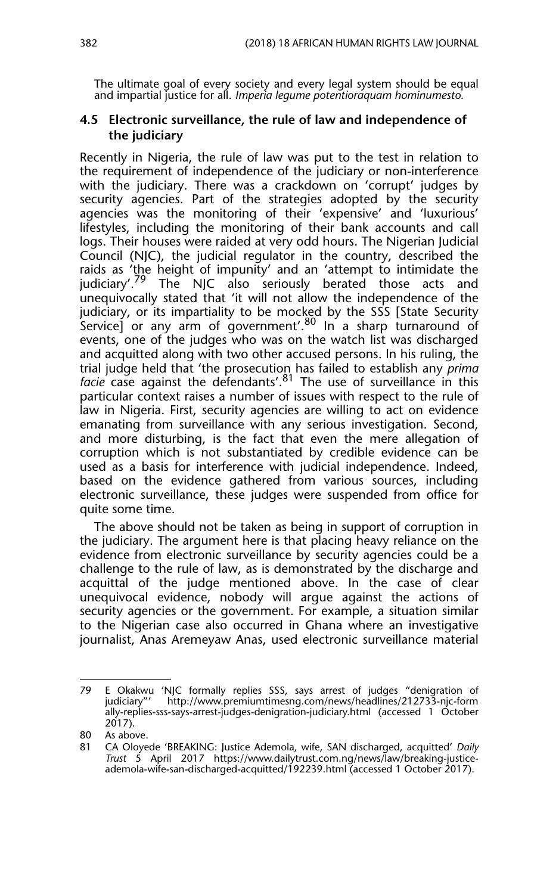The ultimate goal of every society and every legal system should be equal and impartial justice for all. *Imperia legume potentioraquam hominumesto.*

### 4.5 Electronic surveillance, the rule of law and independence of the judiciary

Recently in Nigeria, the rule of law was put to the test in relation to the requirement of independence of the judiciary or non-interference with the judiciary. There was a crackdown on 'corrupt' judges by security agencies. Part of the strategies adopted by the security agencies was the monitoring of their 'expensive' and 'luxurious' lifestyles, including the monitoring of their bank accounts and call logs. Their houses were raided at very odd hours. The Nigerian Judicial Council (NJC), the judicial regulator in the country, described the raids as 'the height of impunity' and an 'attempt to intimidate the judiciary'.[79] The NJC also seriously berated those acts and unequivocally stated that 'it will not allow the independence of the judiciary, or its impartiality to be mocked by the SSS [State Security Service] or any arm of government'.[80] In a sharp turnaround of events, one of the judges who was on the watch list was discharged and acquitted along with two other accused persons. In his ruling, the trial judge held that 'the prosecution has failed to establish any *prima facie* case against the defendants'.[81] The use of surveillance in this particular context raises a number of issues with respect to the rule of law in Nigeria. First, security agencies are willing to act on evidence emanating from surveillance with any serious investigation. Second, and more disturbing, is the fact that even the mere allegation of corruption which is not substantiated by credible evidence can be used as a basis for interference with judicial independence. Indeed, based on the evidence gathered from various sources, including electronic surveillance, these judges were suspended from office for quite some time.

The above should not be taken as being in support of corruption in the judiciary. The argument here is that placing heavy reliance on the evidence from electronic surveillance by security agencies could be a challenge to the rule of law, as is demonstrated by the discharge and acquittal of the judge mentioned above. In the case of clear unequivocal evidence, nobody will argue against the actions of security agencies or the government. For example, a situation similar to the Nigerian case also occurred in Ghana where an investigative journalist, Anas Aremeyaw Anas, used electronic surveillance material

---

79 E Okakwu 'NJC formally replies SSS, says arrest of judges "denigration of judiciary"' http://www.premiumtimesng.com/news/headlines/212733-njc-formally-replies-sss-says-arrest-judges-denigration-judiciary.html (accessed 1 October 2017).

80 As above.

81 CA Oloyede 'BREAKING: Justice Ademola, wife, SAN discharged, acquitted' *Daily Trust* 5 April 2017 https://www.dailytrust.com.ng/news/law/breaking-justice-ademola-wife-san-discharged-acquitted/192239.html (accessed 1 October 2017).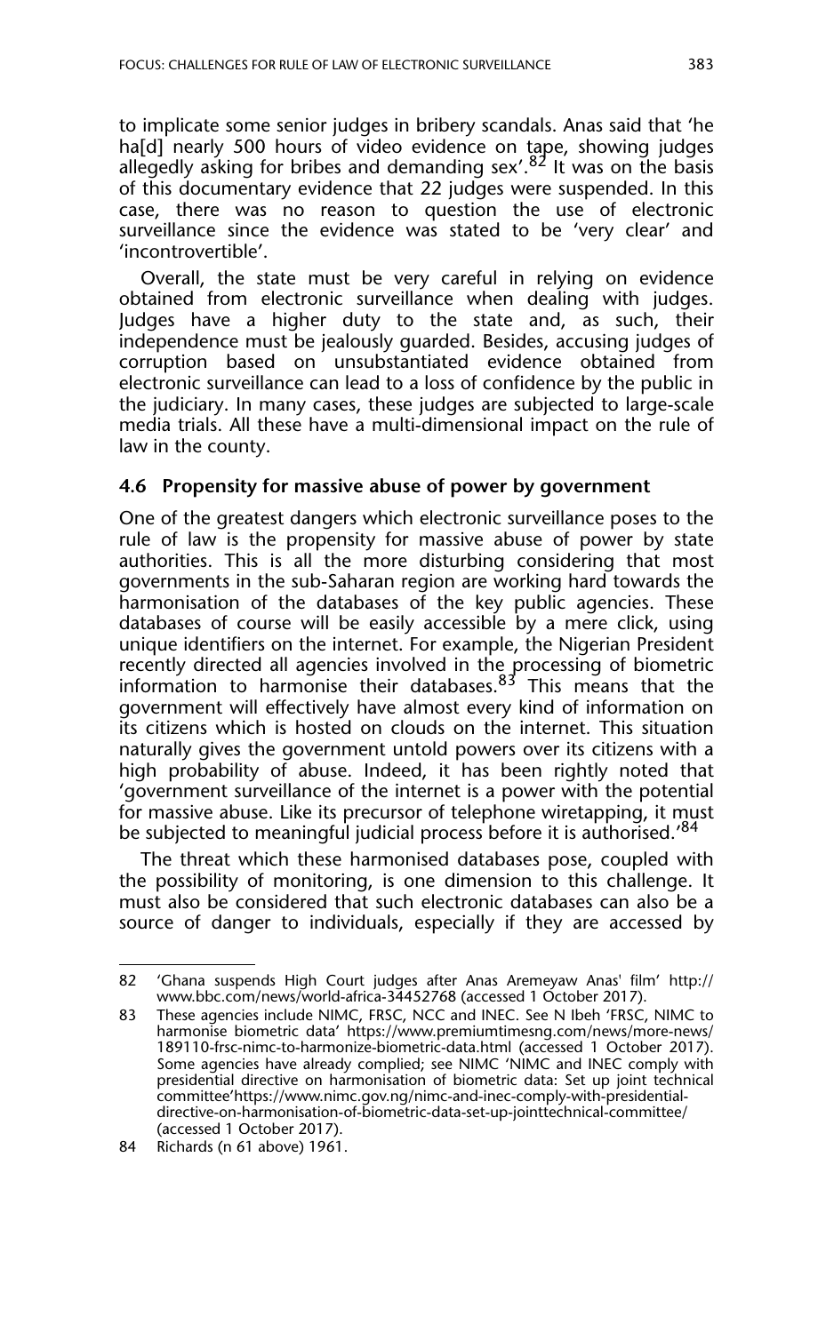to implicate some senior judges in bribery scandals. Anas said that 'he ha[d] nearly 500 hours of video evidence on tape, showing judges allegedly asking for bribes and demanding sex'.[82] It was on the basis of this documentary evidence that 22 judges were suspended. In this case, there was no reason to question the use of electronic surveillance since the evidence was stated to be 'very clear' and 'incontrovertible'.

Overall, the state must be very careful in relying on evidence obtained from electronic surveillance when dealing with judges. Judges have a higher duty to the state and, as such, their independence must be jealously guarded. Besides, accusing judges of corruption based on unsubstantiated evidence obtained from electronic surveillance can lead to a loss of confidence by the public in the judiciary. In many cases, these judges are subjected to large-scale media trials. All these have a multi-dimensional impact on the rule of law in the county.

### 4.6 Propensity for massive abuse of power by government

One of the greatest dangers which electronic surveillance poses to the rule of law is the propensity for massive abuse of power by state authorities. This is all the more disturbing considering that most governments in the sub-Saharan region are working hard towards the harmonisation of the databases of the key public agencies. These databases of course will be easily accessible by a mere click, using unique identifiers on the internet. For example, the Nigerian President recently directed all agencies involved in the processing of biometric information to harmonise their databases.[83] This means that the government will effectively have almost every kind of information on its citizens which is hosted on clouds on the internet. This situation naturally gives the government untold powers over its citizens with a high probability of abuse. Indeed, it has been rightly noted that 'government surveillance of the internet is a power with the potential for massive abuse. Like its precursor of telephone wiretapping, it must be subjected to meaningful judicial process before it is authorised.'[84]

The threat which these harmonised databases pose, coupled with the possibility of monitoring, is one dimension to this challenge. It must also be considered that such electronic databases can also be a source of danger to individuals, especially if they are accessed by

---

82 'Ghana suspends High Court judges after Anas Aremeyaw Anas' film' http://www.bbc.com/news/world-africa-34452768 (accessed 1 October 2017).

83 These agencies include NIMC, FRSC, NCC and INEC. See N Ibeh 'FRSC, NIMC to harmonise biometric data' https://www.premiumtimesng.com/news/more-news/189110-frsc-nimc-to-harmonize-biometric-data.html (accessed 1 October 2017). Some agencies have already complied; see NIMC 'NIMC and INEC comply with presidential directive on harmonisation of biometric data: Set up joint technical committee'https://www.nimc.gov.ng/nimc-and-inec-comply-with-presidential-directive-on-harmonisation-of-biometric-data-set-up-jointtechnical-committee/ (accessed 1 October 2017).

84 Richards (n 61 above) 1961.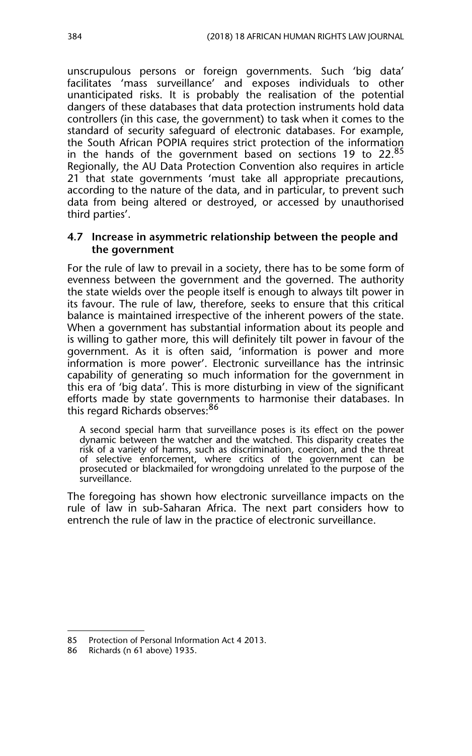unscrupulous persons or foreign governments. Such 'big data' facilitates 'mass surveillance' and exposes individuals to other unanticipated risks. It is probably the realisation of the potential dangers of these databases that data protection instruments hold data controllers (in this case, the government) to task when it comes to the standard of security safeguard of electronic databases. For example, the South African POPIA requires strict protection of the information in the hands of the government based on sections 19 to 22.[85] Regionally, the AU Data Protection Convention also requires in article 21 that state governments 'must take all appropriate precautions, according to the nature of the data, and in particular, to prevent such data from being altered or destroyed, or accessed by unauthorised third parties'.

### 4.7 Increase in asymmetric relationship between the people and the government

For the rule of law to prevail in a society, there has to be some form of evenness between the government and the governed. The authority the state wields over the people itself is enough to always tilt power in its favour. The rule of law, therefore, seeks to ensure that this critical balance is maintained irrespective of the inherent powers of the state. When a government has substantial information about its people and is willing to gather more, this will definitely tilt power in favour of the government. As it is often said, 'information is power and more information is more power'. Electronic surveillance has the intrinsic capability of generating so much information for the government in this era of 'big data'. This is more disturbing in view of the significant efforts made by state governments to harmonise their databases. In this regard Richards observes:[86]

> A second special harm that surveillance poses is its effect on the power dynamic between the watcher and the watched. This disparity creates the risk of a variety of harms, such as discrimination, coercion, and the threat of selective enforcement, where critics of the government can be prosecuted or blackmailed for wrongdoing unrelated to the purpose of the surveillance.

The foregoing has shown how electronic surveillance impacts on the rule of law in sub-Saharan Africa. The next part considers how to entrench the rule of law in the practice of electronic surveillance.

---

85 Protection of Personal Information Act 4 2013.

86 Richards (n 61 above) 1935.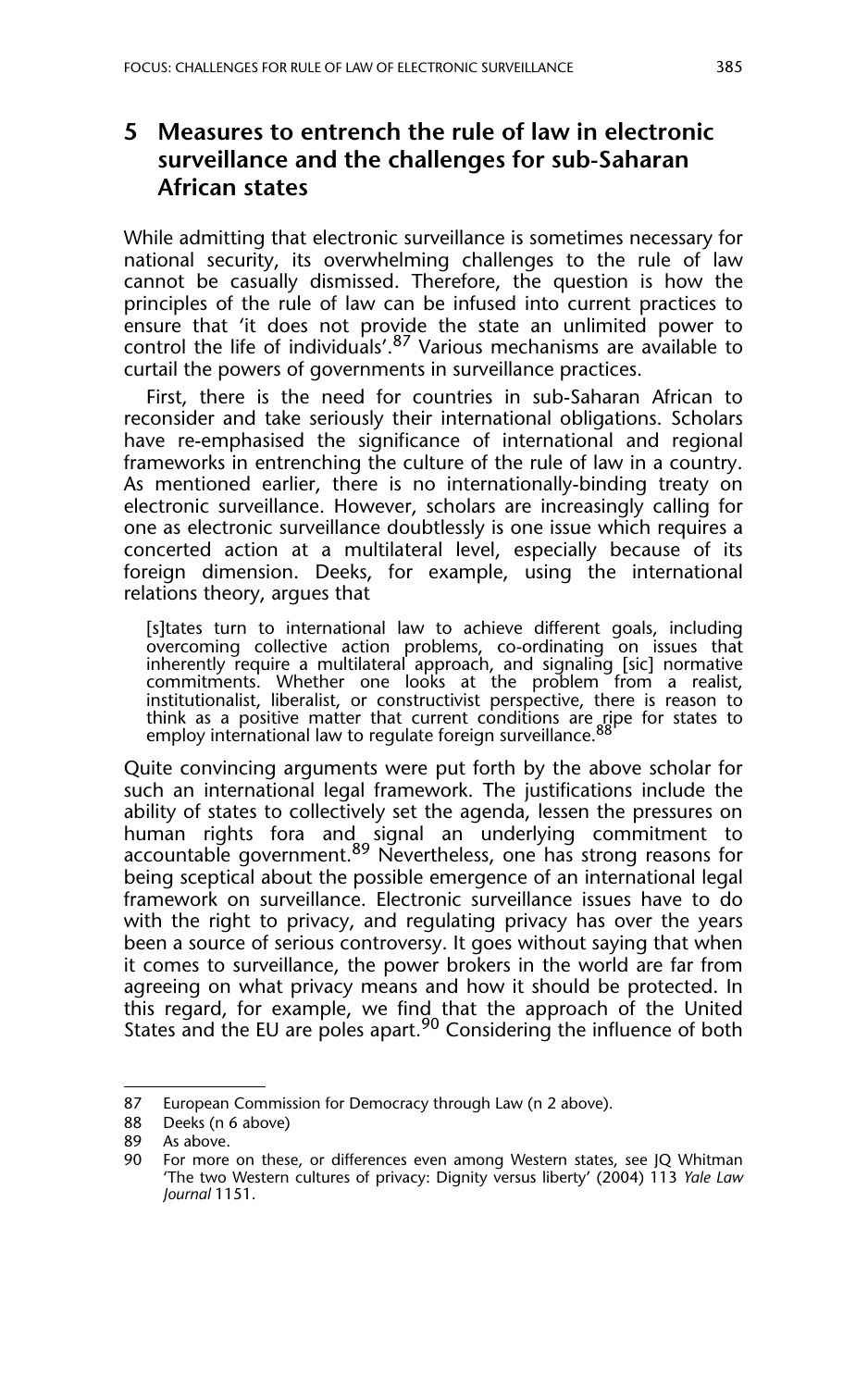## 5 Measures to entrench the rule of law in electronic surveillance and the challenges for sub-Saharan African states

While admitting that electronic surveillance is sometimes necessary for national security, its overwhelming challenges to the rule of law cannot be casually dismissed. Therefore, the question is how the principles of the rule of law can be infused into current practices to ensure that 'it does not provide the state an unlimited power to control the life of individuals'.[87] Various mechanisms are available to curtail the powers of governments in surveillance practices.

First, there is the need for countries in sub-Saharan African to reconsider and take seriously their international obligations. Scholars have re-emphasised the significance of international and regional frameworks in entrenching the culture of the rule of law in a country. As mentioned earlier, there is no internationally-binding treaty on electronic surveillance. However, scholars are increasingly calling for one as electronic surveillance doubtlessly is one issue which requires a concerted action at a multilateral level, especially because of its foreign dimension. Deeks, for example, using the international relations theory, argues that

> [s]tates turn to international law to achieve different goals, including overcoming collective action problems, co-ordinating on issues that inherently require a multilateral approach, and signaling [sic] normative commitments. Whether one looks at the problem from a realist, institutionalist, liberalist, or constructivist perspective, there is reason to think as a positive matter that current conditions are ripe for states to employ international law to regulate foreign surveillance.[88]

Quite convincing arguments were put forth by the above scholar for such an international legal framework. The justifications include the ability of states to collectively set the agenda, lessen the pressures on human rights fora and signal an underlying commitment to accountable government.[89] Nevertheless, one has strong reasons for being sceptical about the possible emergence of an international legal framework on surveillance. Electronic surveillance issues have to do with the right to privacy, and regulating privacy has over the years been a source of serious controversy. It goes without saying that when it comes to surveillance, the power brokers in the world are far from agreeing on what privacy means and how it should be protected. In this regard, for example, we find that the approach of the United States and the EU are poles apart.[90] Considering the influence of both

---

87 European Commission for Democracy through Law (n 2 above).

88 Deeks (n 6 above)

89 As above.

90 For more on these, or differences even among Western states, see JQ Whitman 'The two Western cultures of privacy: Dignity versus liberty' (2004) 113 *Yale Law Journal* 1151.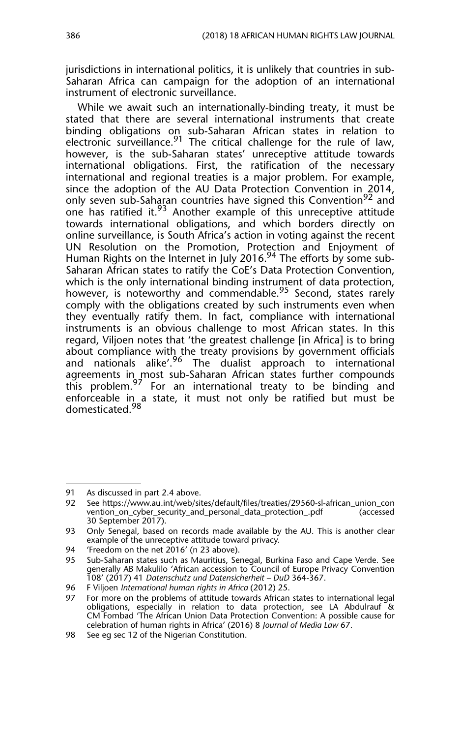jurisdictions in international politics, it is unlikely that countries in sub-Saharan Africa can campaign for the adoption of an international instrument of electronic surveillance.

While we await such an internationally-binding treaty, it must be stated that there are several international instruments that create binding obligations on sub-Saharan African states in relation to electronic surveillance.[91] The critical challenge for the rule of law, however, is the sub-Saharan states' unreceptive attitude towards international obligations. First, the ratification of the necessary international and regional treaties is a major problem. For example, since the adoption of the AU Data Protection Convention in 2014, only seven sub-Saharan countries have signed this Convention[92] and one has ratified it.[93] Another example of this unreceptive attitude towards international obligations, and which borders directly on online surveillance, is South Africa's action in voting against the recent UN Resolution on the Promotion, Protection and Enjoyment of Human Rights on the Internet in July 2016.[94] The efforts by some sub-Saharan African states to ratify the CoE's Data Protection Convention, which is the only international binding instrument of data protection, however, is noteworthy and commendable.[95] Second, states rarely comply with the obligations created by such instruments even when they eventually ratify them. In fact, compliance with international instruments is an obvious challenge to most African states. In this regard, Viljoen notes that 'the greatest challenge [in Africa] is to bring about compliance with the treaty provisions by government officials and nationals alike'.[96] The dualist approach to international agreements in most sub-Saharan African states further compounds this problem.[97] For an international treaty to be binding and enforceable in a state, it must not only be ratified but must be domesticated.[98]

---

91 As discussed in part 2.4 above.

92 See https://www.au.int/web/sites/default/files/treaties/29560-sl-african_union_convention_on_cyber_security_and_personal_data_protection_.pdf (accessed 30 September 2017).

93 Only Senegal, based on records made available by the AU. This is another clear example of the unreceptive attitude toward privacy.

94 'Freedom on the net 2016' (n 23 above).

95 Sub-Saharan states such as Mauritius, Senegal, Burkina Faso and Cape Verde. See generally AB Makulilo 'African accession to Council of Europe Privacy Convention 108' (2017) 41 *Datenschutz und Datensicherheit – DuD* 364-367.

96 F Viljoen *International human rights in Africa* (2012) 25.

97 For more on the problems of attitude towards African states to international legal obligations, especially in relation to data protection, see LA Abdulrauf & CM Fombad 'The African Union Data Protection Convention: A possible cause for celebration of human rights in Africa' (2016) 8 *Journal of Media Law* 67.

98 See eg sec 12 of the Nigerian Constitution.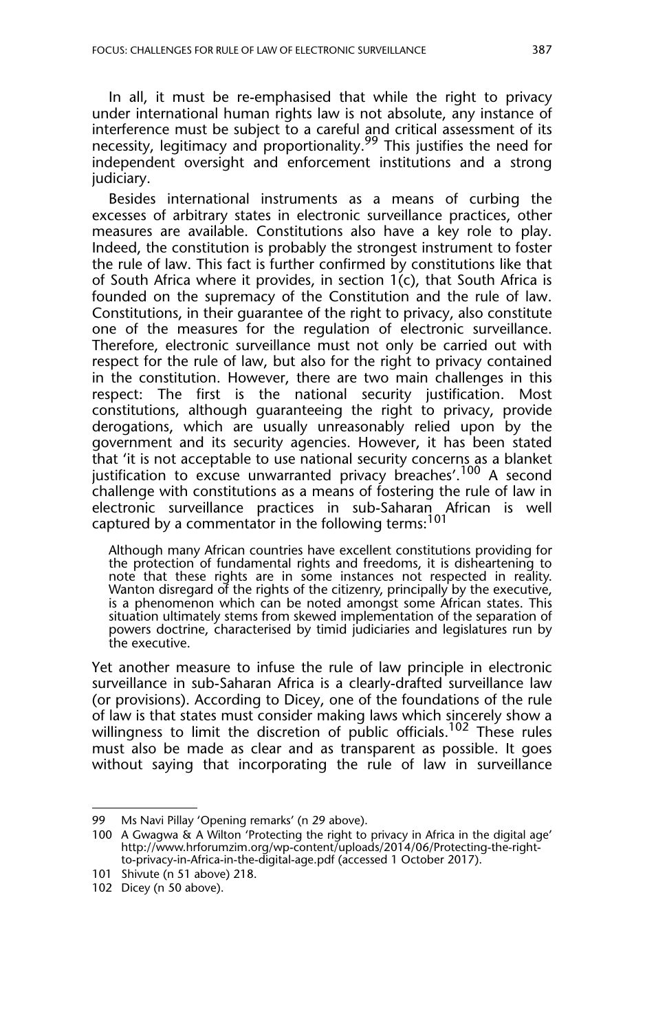In all, it must be re-emphasised that while the right to privacy under international human rights law is not absolute, any instance of interference must be subject to a careful and critical assessment of its necessity, legitimacy and proportionality.[99] This justifies the need for independent oversight and enforcement institutions and a strong judiciary.

Besides international instruments as a means of curbing the excesses of arbitrary states in electronic surveillance practices, other measures are available. Constitutions also have a key role to play. Indeed, the constitution is probably the strongest instrument to foster the rule of law. This fact is further confirmed by constitutions like that of South Africa where it provides, in section 1(c), that South Africa is founded on the supremacy of the Constitution and the rule of law. Constitutions, in their guarantee of the right to privacy, also constitute one of the measures for the regulation of electronic surveillance. Therefore, electronic surveillance must not only be carried out with respect for the rule of law, but also for the right to privacy contained in the constitution. However, there are two main challenges in this respect: The first is the national security justification. Most constitutions, although guaranteeing the right to privacy, provide derogations, which are usually unreasonably relied upon by the government and its security agencies. However, it has been stated that 'it is not acceptable to use national security concerns as a blanket justification to excuse unwarranted privacy breaches'.[100] A second challenge with constitutions as a means of fostering the rule of law in electronic surveillance practices in sub-Saharan African is well captured by a commentator in the following terms:[101]

> Although many African countries have excellent constitutions providing for the protection of fundamental rights and freedoms, it is disheartening to note that these rights are in some instances not respected in reality. Wanton disregard of the rights of the citizenry, principally by the executive, is a phenomenon which can be noted amongst some African states. This situation ultimately stems from skewed implementation of the separation of powers doctrine, characterised by timid judiciaries and legislatures run by the executive.

Yet another measure to infuse the rule of law principle in electronic surveillance in sub-Saharan Africa is a clearly-drafted surveillance law (or provisions). According to Dicey, one of the foundations of the rule of law is that states must consider making laws which sincerely show a willingness to limit the discretion of public officials.[102] These rules must also be made as clear and as transparent as possible. It goes without saying that incorporating the rule of law in surveillance

---

99 Ms Navi Pillay 'Opening remarks' (n 29 above).

100 A Gwagwa & A Wilton 'Protecting the right to privacy in Africa in the digital age' http://www.hrforumzim.org/wp-content/uploads/2014/06/Protecting-the-right-to-privacy-in-Africa-in-the-digital-age.pdf (accessed 1 October 2017).

101 Shivute (n 51 above) 218.

102 Dicey (n 50 above).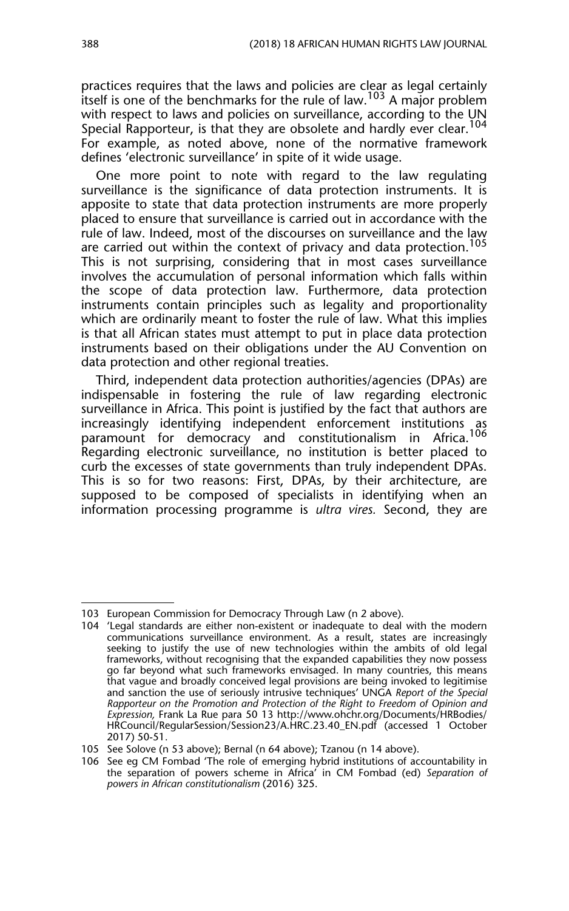practices requires that the laws and policies are clear as legal certainly itself is one of the benchmarks for the rule of law.[103] A major problem with respect to laws and policies on surveillance, according to the UN Special Rapporteur, is that they are obsolete and hardly ever clear.[104] For example, as noted above, none of the normative framework defines 'electronic surveillance' in spite of it wide usage.

One more point to note with regard to the law regulating surveillance is the significance of data protection instruments. It is apposite to state that data protection instruments are more properly placed to ensure that surveillance is carried out in accordance with the rule of law. Indeed, most of the discourses on surveillance and the law are carried out within the context of privacy and data protection.[105] This is not surprising, considering that in most cases surveillance involves the accumulation of personal information which falls within the scope of data protection law. Furthermore, data protection instruments contain principles such as legality and proportionality which are ordinarily meant to foster the rule of law. What this implies is that all African states must attempt to put in place data protection instruments based on their obligations under the AU Convention on data protection and other regional treaties.

Third, independent data protection authorities/agencies (DPAs) are indispensable in fostering the rule of law regarding electronic surveillance in Africa. This point is justified by the fact that authors are increasingly identifying independent enforcement institutions as paramount for democracy and constitutionalism in Africa.[106] Regarding electronic surveillance, no institution is better placed to curb the excesses of state governments than truly independent DPAs. This is so for two reasons: First, DPAs, by their architecture, are supposed to be composed of specialists in identifying when an information processing programme is *ultra vires.* Second, they are

---

103 European Commission for Democracy Through Law (n 2 above).

104 'Legal standards are either non-existent or inadequate to deal with the modern communications surveillance environment. As a result, states are increasingly seeking to justify the use of new technologies within the ambits of old legal frameworks, without recognising that the expanded capabilities they now possess go far beyond what such frameworks envisaged. In many countries, this means that vague and broadly conceived legal provisions are being invoked to legitimise and sanction the use of seriously intrusive techniques' UNGA *Report of the Special Rapporteur on the Promotion and Protection of the Right to Freedom of Opinion and Expression,* Frank La Rue para 50 13 http://www.ohchr.org/Documents/HRBodies/HRCouncil/RegularSession/Session23/A.HRC.23.40_EN.pdf (accessed 1 October 2017) 50-51.

105 See Solove (n 53 above); Bernal (n 64 above); Tzanou (n 14 above).

106 See eg CM Fombad 'The role of emerging hybrid institutions of accountability in the separation of powers scheme in Africa' in CM Fombad (ed) *Separation of powers in African constitutionalism* (2016) 325.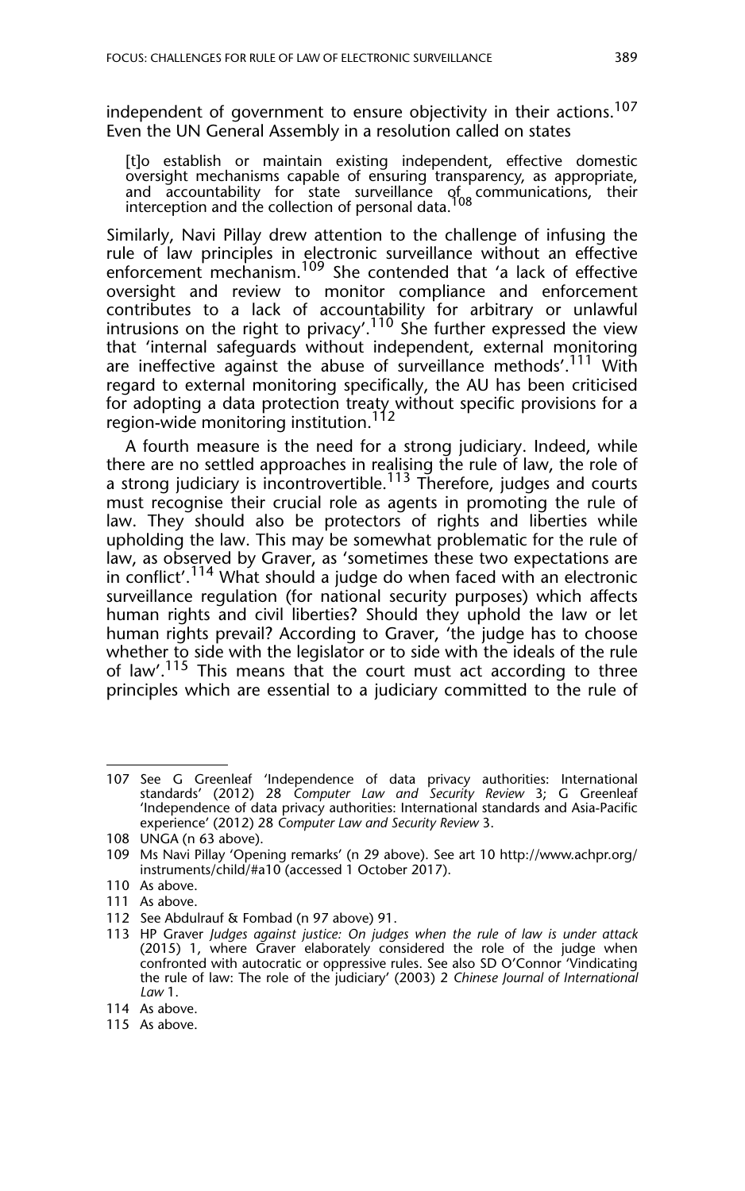independent of government to ensure objectivity in their actions.[107] Even the UN General Assembly in a resolution called on states

> [t]o establish or maintain existing independent, effective domestic oversight mechanisms capable of ensuring transparency, as appropriate, and accountability for state surveillance of communications, their interception and the collection of personal data.[108]

Similarly, Navi Pillay drew attention to the challenge of infusing the rule of law principles in electronic surveillance without an effective enforcement mechanism.[109] She contended that 'a lack of effective oversight and review to monitor compliance and enforcement contributes to a lack of accountability for arbitrary or unlawful intrusions on the right to privacy'.[110] She further expressed the view that 'internal safeguards without independent, external monitoring are ineffective against the abuse of surveillance methods'.[111] With regard to external monitoring specifically, the AU has been criticised for adopting a data protection treaty without specific provisions for a region-wide monitoring institution.[112]

A fourth measure is the need for a strong judiciary. Indeed, while there are no settled approaches in realising the rule of law, the role of a strong judiciary is incontrovertible.[113] Therefore, judges and courts must recognise their crucial role as agents in promoting the rule of law. They should also be protectors of rights and liberties while upholding the law. This may be somewhat problematic for the rule of law, as observed by Graver, as 'sometimes these two expectations are in conflict'.[114] What should a judge do when faced with an electronic surveillance regulation (for national security purposes) which affects human rights and civil liberties? Should they uphold the law or let human rights prevail? According to Graver, 'the judge has to choose whether to side with the legislator or to side with the ideals of the rule of law'.[115] This means that the court must act according to three principles which are essential to a judiciary committed to the rule of

---

107 See G Greenleaf 'Independence of data privacy authorities: International standards' (2012) 28 *Computer Law and Security Review* 3; G Greenleaf 'Independence of data privacy authorities: International standards and Asia-Pacific experience' (2012) 28 *Computer Law and Security Review* 3.

108 UNGA (n 63 above).

109 Ms Navi Pillay 'Opening remarks' (n 29 above). See art 10 http://www.achpr.org/instruments/child/#a10 (accessed 1 October 2017).

110 As above.

111 As above.

112 See Abdulrauf & Fombad (n 97 above) 91.

113 HP Graver *Judges against justice: On judges when the rule of law is under attack* (2015) 1, where Graver elaborately considered the role of the judge when confronted with autocratic or oppressive rules. See also SD O'Connor 'Vindicating the rule of law: The role of the judiciary' (2003) 2 *Chinese Journal of International Law* 1.

114 As above.

115 As above.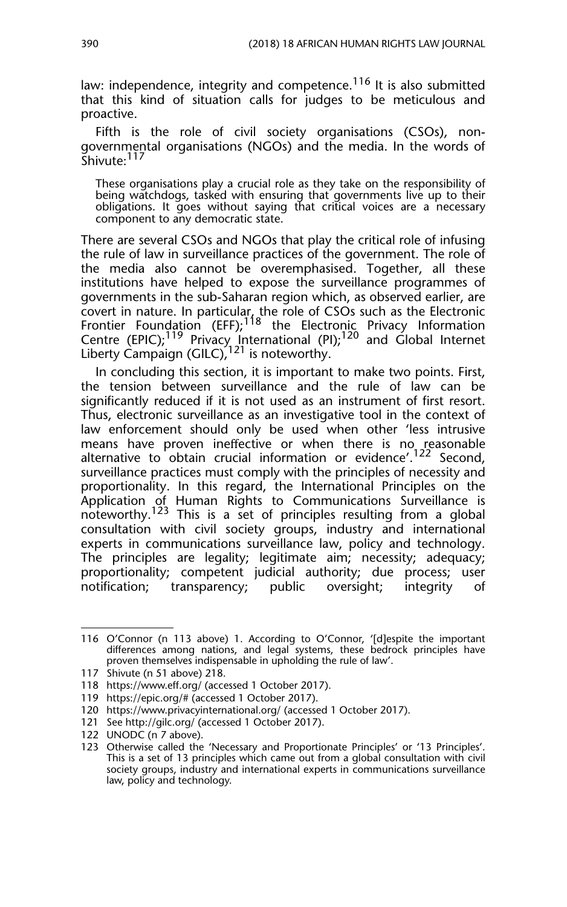law: independence, integrity and competence.[116] It is also submitted that this kind of situation calls for judges to be meticulous and proactive.

Fifth is the role of civil society organisations (CSOs), non-governmental organisations (NGOs) and the media. In the words of Shivute:[117]

> These organisations play a crucial role as they take on the responsibility of being watchdogs, tasked with ensuring that governments live up to their obligations. It goes without saying that critical voices are a necessary component to any democratic state.

There are several CSOs and NGOs that play the critical role of infusing the rule of law in surveillance practices of the government. The role of the media also cannot be overemphasised. Together, all these institutions have helped to expose the surveillance programmes of governments in the sub-Saharan region which, as observed earlier, are covert in nature. In particular, the role of CSOs such as the Electronic Frontier Foundation (EFF);[118] the Electronic Privacy Information Centre (EPIC);[119] Privacy International (PI);[120] and Global Internet Liberty Campaign (GILC),[121] is noteworthy.

In concluding this section, it is important to make two points. First, the tension between surveillance and the rule of law can be significantly reduced if it is not used as an instrument of first resort. Thus, electronic surveillance as an investigative tool in the context of law enforcement should only be used when other 'less intrusive means have proven ineffective or when there is no reasonable alternative to obtain crucial information or evidence'.[122] Second, surveillance practices must comply with the principles of necessity and proportionality. In this regard, the International Principles on the Application of Human Rights to Communications Surveillance is noteworthy.[123] This is a set of principles resulting from a global consultation with civil society groups, industry and international experts in communications surveillance law, policy and technology. The principles are legality; legitimate aim; necessity; adequacy; proportionality; competent judicial authority; due process; user notification; transparency; public oversight; integrity of

---

116 O'Connor (n 113 above) 1. According to O'Connor, '[d]espite the important differences among nations, and legal systems, these bedrock principles have proven themselves indispensable in upholding the rule of law'.

117 Shivute (n 51 above) 218.

118 https://www.eff.org/ (accessed 1 October 2017).

119 https://epic.org/# (accessed 1 October 2017).

120 https://www.privacyinternational.org/ (accessed 1 October 2017).

121 See http://gilc.org/ (accessed 1 October 2017).

122 UNODC (n 7 above).

123 Otherwise called the 'Necessary and Proportionate Principles' or '13 Principles'. This is a set of 13 principles which came out from a global consultation with civil society groups, industry and international experts in communications surveillance law, policy and technology.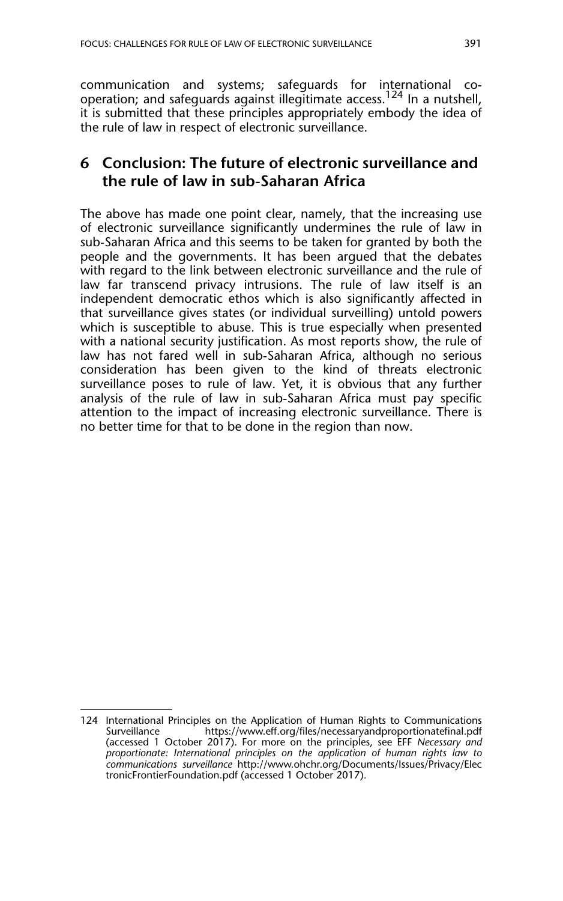communication and systems; safeguards for international co-operation; and safeguards against illegitimate access.[124] In a nutshell, it is submitted that these principles appropriately embody the idea of the rule of law in respect of electronic surveillance.

## 6 Conclusion: The future of electronic surveillance and the rule of law in sub-Saharan Africa

The above has made one point clear, namely, that the increasing use of electronic surveillance significantly undermines the rule of law in sub-Saharan Africa and this seems to be taken for granted by both the people and the governments. It has been argued that the debates with regard to the link between electronic surveillance and the rule of law far transcend privacy intrusions. The rule of law itself is an independent democratic ethos which is also significantly affected in that surveillance gives states (or individual surveilling) untold powers which is susceptible to abuse. This is true especially when presented with a national security justification. As most reports show, the rule of law has not fared well in sub-Saharan Africa, although no serious consideration has been given to the kind of threats electronic surveillance poses to rule of law. Yet, it is obvious that any further analysis of the rule of law in sub-Saharan Africa must pay specific attention to the impact of increasing electronic surveillance. There is no better time for that to be done in the region than now.

---

124 International Principles on the Application of Human Rights to Communications Surveillance https://www.eff.org/files/necessaryandproportionatefinal.pdf (accessed 1 October 2017). For more on the principles, see EFF *Necessary and proportionate: International principles on the application of human rights law to communications surveillance* http://www.ohchr.org/Documents/Issues/Privacy/ElectronicFrontierFoundation.pdf (accessed 1 October 2017).